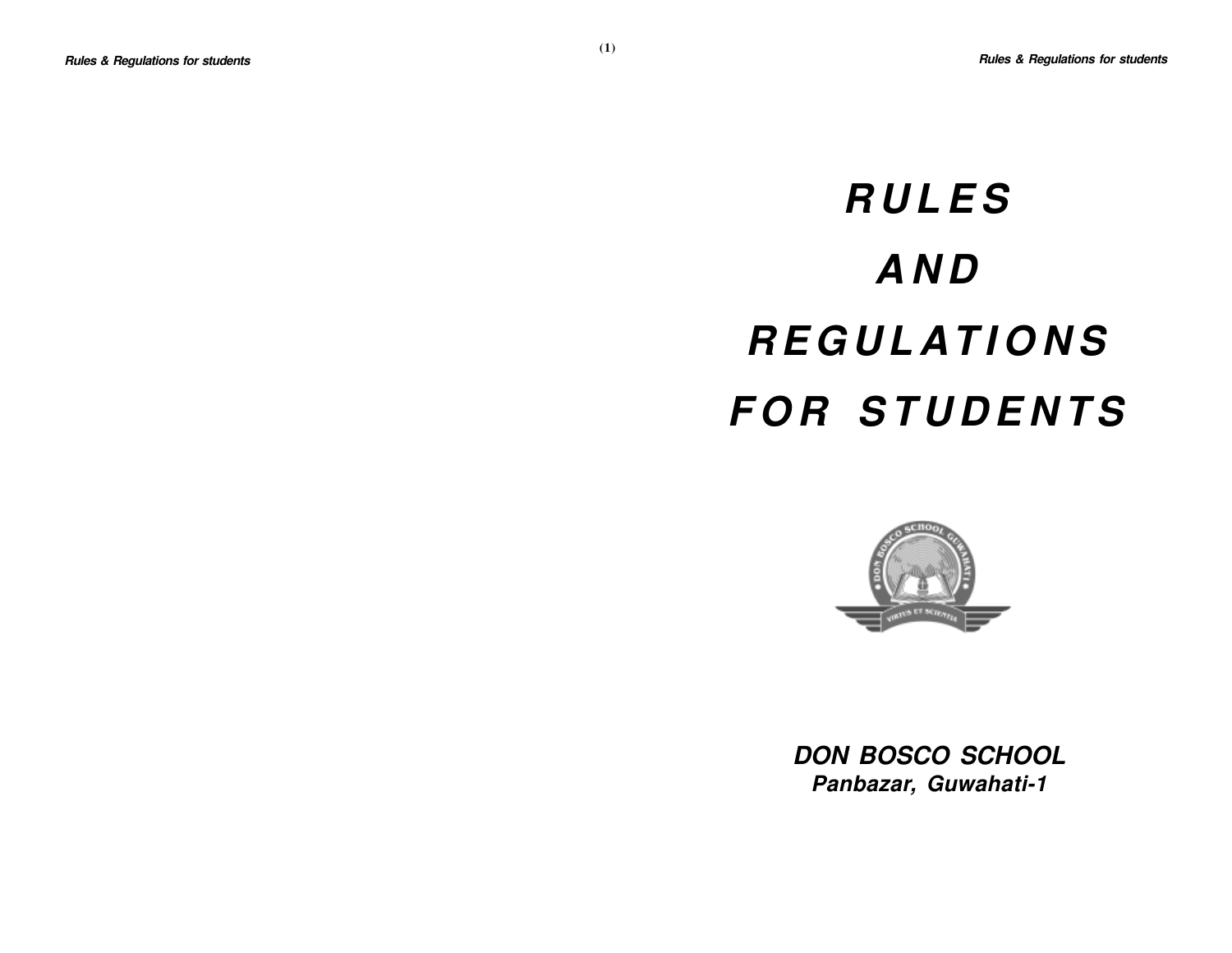# RULES AND REGULATIONS FOR STUDENTS

**DON BOSCO SCHOOL**
**Panbazar, Guwahati-1**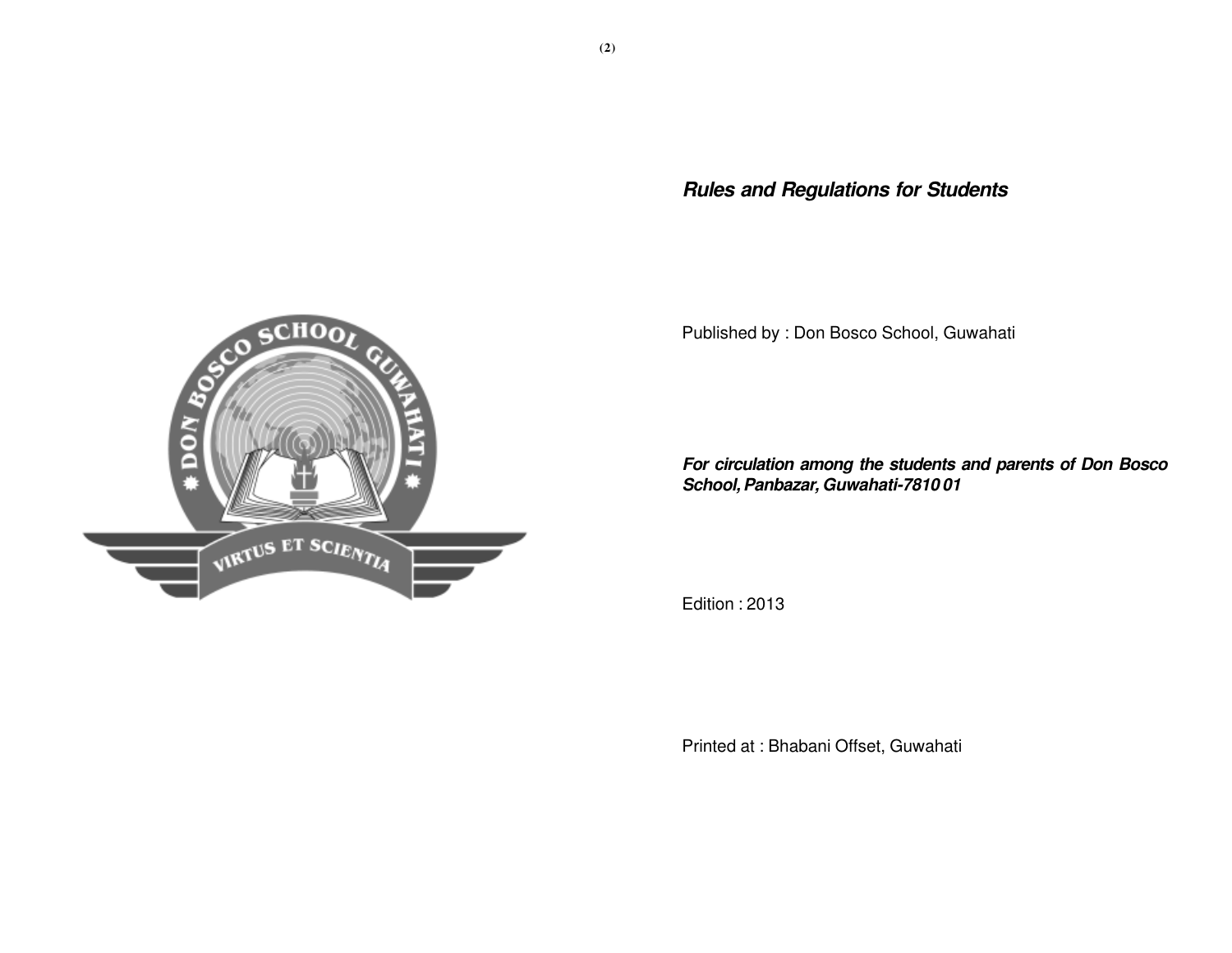***Rules and Regulations for Students***

Published by : Don Bosco School, Guwahati

***For circulation among the students and parents of Don Bosco School, Panbazar, Guwahati-7810 01***

Edition : 2013

Printed at : Bhabani Offset, Guwahati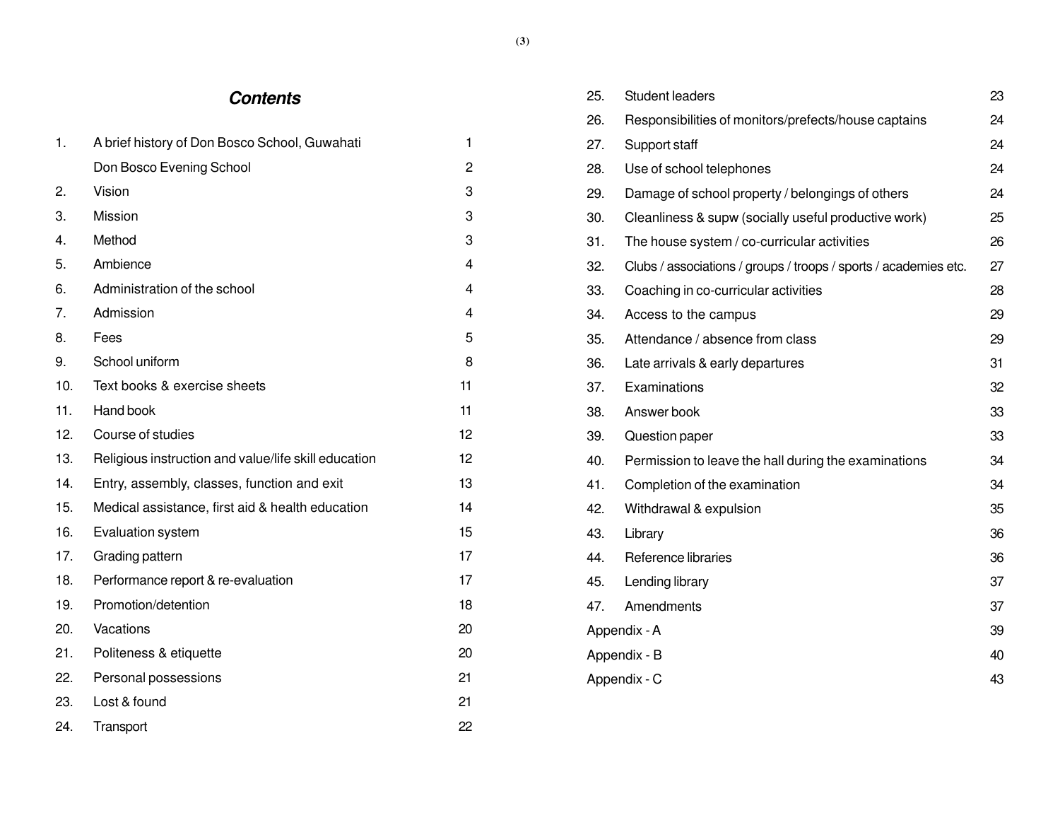## Contents

| No. | Title | Page |
|---|---|---|
| 1. | A brief history of Don Bosco School, Guwahati | 1 |
| | Don Bosco Evening School | 2 |
| 2. | Vision | 3 |
| 3. | Mission | 3 |
| 4. | Method | 3 |
| 5. | Ambience | 4 |
| 6. | Administration of the school | 4 |
| 7. | Admission | 4 |
| 8. | Fees | 5 |
| 9. | School uniform | 8 |
| 10. | Text books & exercise sheets | 11 |
| 11. | Hand book | 11 |
| 12. | Course of studies | 12 |
| 13. | Religious instruction and value/life skill education | 12 |
| 14. | Entry, assembly, classes, function and exit | 13 |
| 15. | Medical assistance, first aid & health education | 14 |
| 16. | Evaluation system | 15 |
| 17. | Grading pattern | 17 |
| 18. | Performance report & re-evaluation | 17 |
| 19. | Promotion/detention | 18 |
| 20. | Vacations | 20 |
| 21. | Politeness & etiquette | 20 |
| 22. | Personal possessions | 21 |
| 23. | Lost & found | 21 |
| 24. | Transport | 22 |
| 25. | Student leaders | 23 |
| 26. | Responsibilities of monitors/prefects/house captains | 24 |
| 27. | Support staff | 24 |
| 28. | Use of school telephones | 24 |
| 29. | Damage of school property / belongings of others | 24 |
| 30. | Cleanliness & supw (socially useful productive work) | 25 |
| 31. | The house system / co-curricular activities | 26 |
| 32. | Clubs / associations / groups / troops / sports / academies etc. | 27 |
| 33. | Coaching in co-curricular activities | 28 |
| 34. | Access to the campus | 29 |
| 35. | Attendance / absence from class | 29 |
| 36. | Late arrivals & early departures | 31 |
| 37. | Examinations | 32 |
| 38. | Answer book | 33 |
| 39. | Question paper | 33 |
| 40. | Permission to leave the hall during the examinations | 34 |
| 41. | Completion of the examination | 34 |
| 42. | Withdrawal & expulsion | 35 |
| 43. | Library | 36 |
| 44. | Reference libraries | 36 |
| 45. | Lending library | 37 |
| 47. | Amendments | 37 |
| | Appendix - A | 39 |
| | Appendix - B | 40 |
| | Appendix - C | 43 |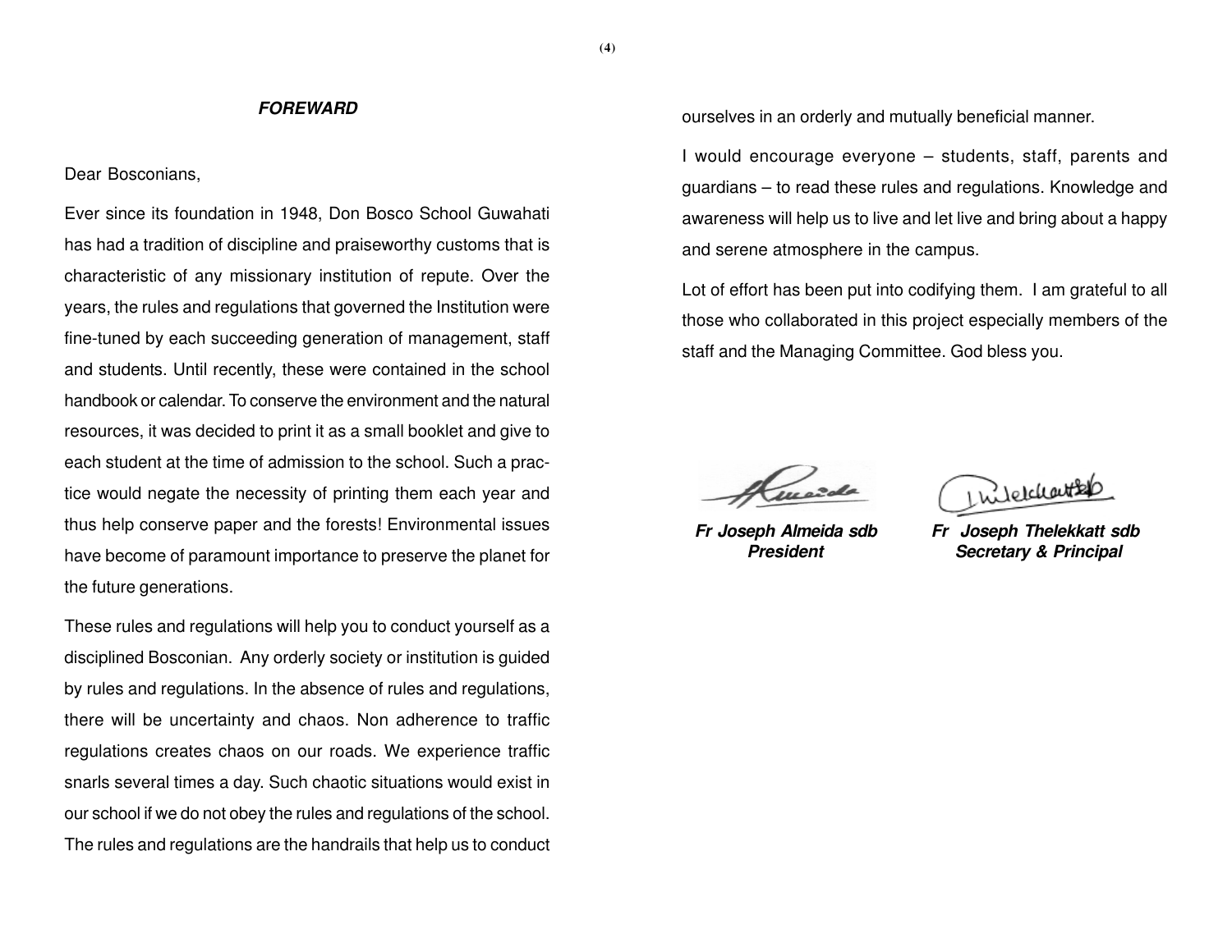***FOREWARD***

Dear Bosconians,

Ever since its foundation in 1948, Don Bosco School Guwahati has had a tradition of discipline and praiseworthy customs that is characteristic of any missionary institution of repute. Over the years, the rules and regulations that governed the Institution were fine-tuned by each succeeding generation of management, staff and students. Until recently, these were contained in the school handbook or calendar. To conserve the environment and the natural resources, it was decided to print it as a small booklet and give to each student at the time of admission to the school. Such a practice would negate the necessity of printing them each year and thus help conserve paper and the forests! Environmental issues have become of paramount importance to preserve the planet for the future generations.

These rules and regulations will help you to conduct yourself as a disciplined Bosconian. Any orderly society or institution is guided by rules and regulations. In the absence of rules and regulations, there will be uncertainty and chaos. Non adherence to traffic regulations creates chaos on our roads. We experience traffic snarls several times a day. Such chaotic situations would exist in our school if we do not obey the rules and regulations of the school. The rules and regulations are the handrails that help us to conduct ourselves in an orderly and mutually beneficial manner.

I would encourage everyone – students, staff, parents and guardians – to read these rules and regulations. Knowledge and awareness will help us to live and let live and bring about a happy and serene atmosphere in the campus.

Lot of effort has been put into codifying them. I am grateful to all those who collaborated in this project especially members of the staff and the Managing Committee. God bless you.

***Fr Joseph Almeida sdb***
***President***

***Fr Joseph Thelekkatt sdb***
***Secretary & Principal***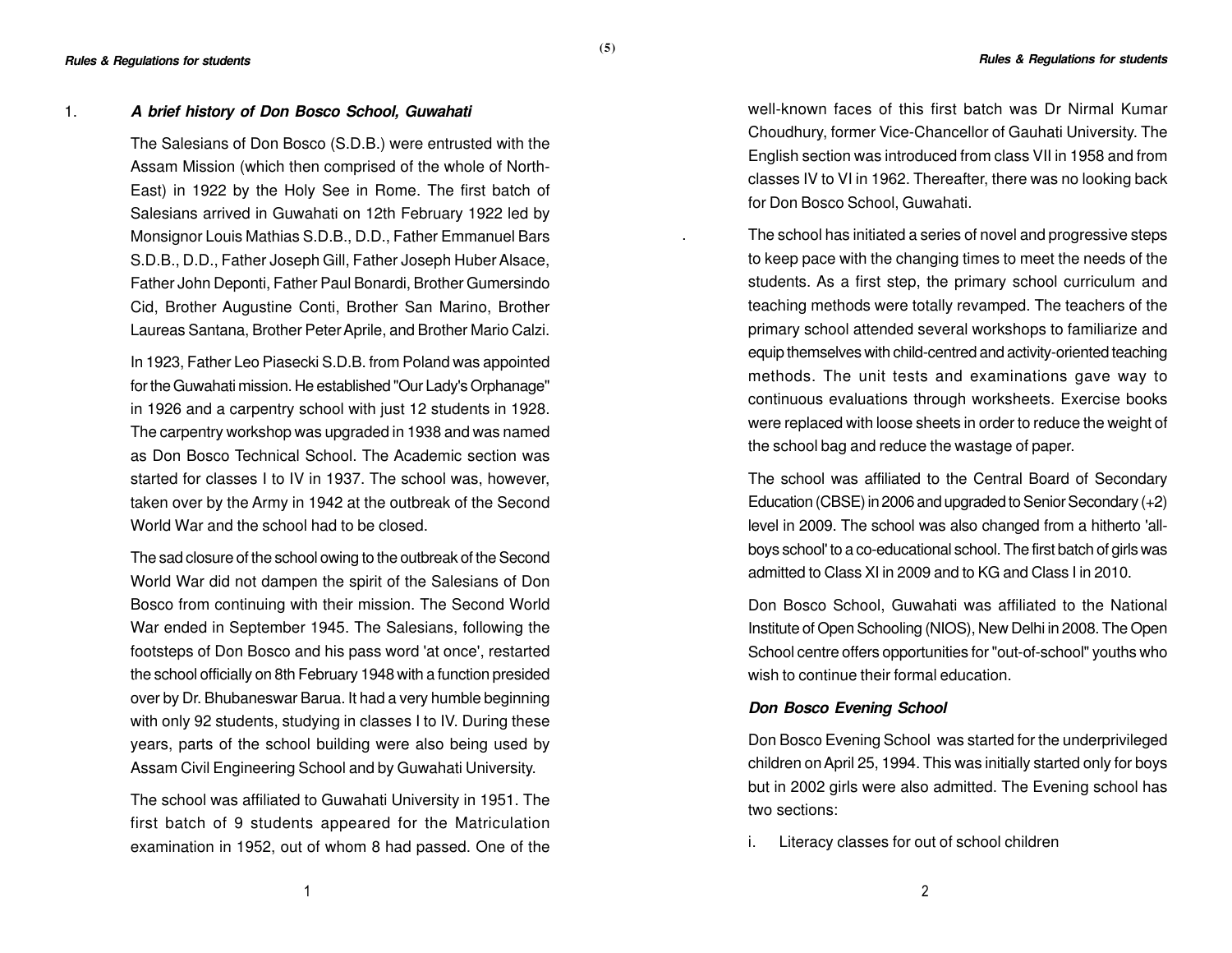## 1. *A brief history of Don Bosco School, Guwahati*

The Salesians of Don Bosco (S.D.B.) were entrusted with the Assam Mission (which then comprised of the whole of North-East) in 1922 by the Holy See in Rome. The first batch of Salesians arrived in Guwahati on 12th February 1922 led by Monsignor Louis Mathias S.D.B., D.D., Father Emmanuel Bars S.D.B., D.D., Father Joseph Gill, Father Joseph Huber Alsace, Father John Deponti, Father Paul Bonardi, Brother Gumersindo Cid, Brother Augustine Conti, Brother San Marino, Brother Laureas Santana, Brother Peter Aprile, and Brother Mario Calzi.

In 1923, Father Leo Piasecki S.D.B. from Poland was appointed for the Guwahati mission. He established "Our Lady's Orphanage" in 1926 and a carpentry school with just 12 students in 1928. The carpentry workshop was upgraded in 1938 and was named as Don Bosco Technical School. The Academic section was started for classes I to IV in 1937. The school was, however, taken over by the Army in 1942 at the outbreak of the Second World War and the school had to be closed.

The sad closure of the school owing to the outbreak of the Second World War did not dampen the spirit of the Salesians of Don Bosco from continuing with their mission. The Second World War ended in September 1945. The Salesians, following the footsteps of Don Bosco and his pass word 'at once', restarted the school officially on 8th February 1948 with a function presided over by Dr. Bhubaneswar Barua. It had a very humble beginning with only 92 students, studying in classes I to IV. During these years, parts of the school building were also being used by Assam Civil Engineering School and by Guwahati University.

The school was affiliated to Guwahati University in 1951. The first batch of 9 students appeared for the Matriculation examination in 1952, out of whom 8 had passed. One of the well-known faces of this first batch was Dr Nirmal Kumar Choudhury, former Vice-Chancellor of Gauhati University. The English section was introduced from class VII in 1958 and from classes IV to VI in 1962. Thereafter, there was no looking back for Don Bosco School, Guwahati.

The school has initiated a series of novel and progressive steps to keep pace with the changing times to meet the needs of the students. As a first step, the primary school curriculum and teaching methods were totally revamped. The teachers of the primary school attended several workshops to familiarize and equip themselves with child-centred and activity-oriented teaching methods. The unit tests and examinations gave way to continuous evaluations through worksheets. Exercise books were replaced with loose sheets in order to reduce the weight of the school bag and reduce the wastage of paper.

The school was affiliated to the Central Board of Secondary Education (CBSE) in 2006 and upgraded to Senior Secondary (+2) level in 2009. The school was also changed from a hitherto 'all-boys school' to a co-educational school. The first batch of girls was admitted to Class XI in 2009 and to KG and Class I in 2010.

Don Bosco School, Guwahati was affiliated to the National Institute of Open Schooling (NIOS), New Delhi in 2008. The Open School centre offers opportunities for "out-of-school" youths who wish to continue their formal education.

### *Don Bosco Evening School*

Don Bosco Evening School was started for the underprivileged children on April 25, 1994. This was initially started only for boys but in 2002 girls were also admitted. The Evening school has two sections:

i. Literacy classes for out of school children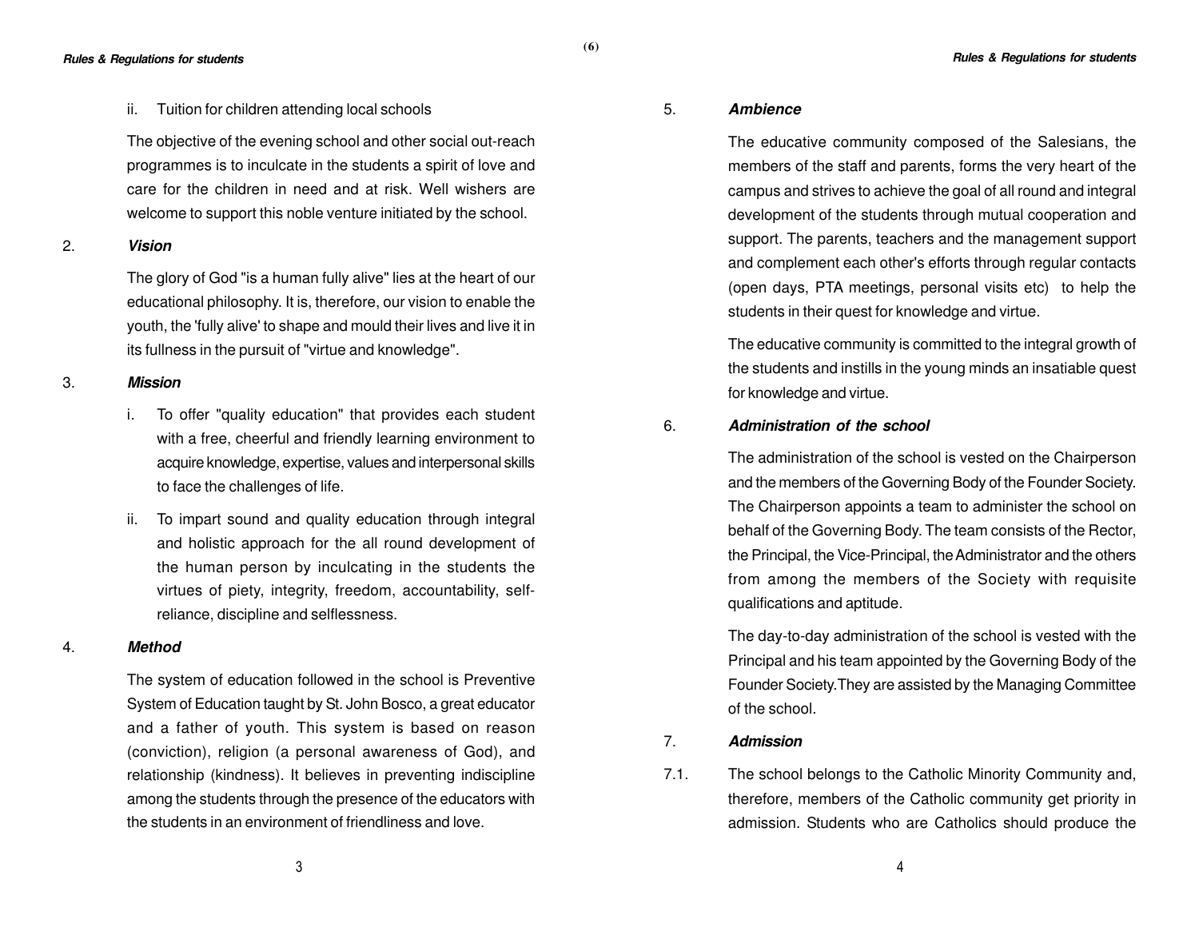ii. Tuition for children attending local schools

The objective of the evening school and other social out-reach programmes is to inculcate in the students a spirit of love and care for the children in need and at risk. Well wishers are welcome to support this noble venture initiated by the school.

2. ***Vision***

The glory of God "is a human fully alive" lies at the heart of our educational philosophy. It is, therefore, our vision to enable the youth, the 'fully alive' to shape and mould their lives and live it in its fullness in the pursuit of "virtue and knowledge".

3. ***Mission***

i. To offer "quality education" that provides each student with a free, cheerful and friendly learning environment to acquire knowledge, expertise, values and interpersonal skills to face the challenges of life.

ii. To impart sound and quality education through integral and holistic approach for the all round development of the human person by inculcating in the students the virtues of piety, integrity, freedom, accountability, self-reliance, discipline and selflessness.

4. ***Method***

The system of education followed in the school is Preventive System of Education taught by St. John Bosco, a great educator and a father of youth. This system is based on reason (conviction), religion (a personal awareness of God), and relationship (kindness). It believes in preventing indiscipline among the students through the presence of the educators with the students in an environment of friendliness and love.

5. ***Ambience***

The educative community composed of the Salesians, the members of the staff and parents, forms the very heart of the campus and strives to achieve the goal of all round and integral development of the students through mutual cooperation and support. The parents, teachers and the management support and complement each other's efforts through regular contacts (open days, PTA meetings, personal visits etc) to help the students in their quest for knowledge and virtue.

The educative community is committed to the integral growth of the students and instills in the young minds an insatiable quest for knowledge and virtue.

6. ***Administration of the school***

The administration of the school is vested on the Chairperson and the members of the Governing Body of the Founder Society. The Chairperson appoints a team to administer the school on behalf of the Governing Body. The team consists of the Rector, the Principal, the Vice-Principal, the Administrator and the others from among the members of the Society with requisite qualifications and aptitude.

The day-to-day administration of the school is vested with the Principal and his team appointed by the Governing Body of the Founder Society.They are assisted by the Managing Committee of the school.

7. ***Admission***

7.1. The school belongs to the Catholic Minority Community and, therefore, members of the Catholic community get priority in admission. Students who are Catholics should produce the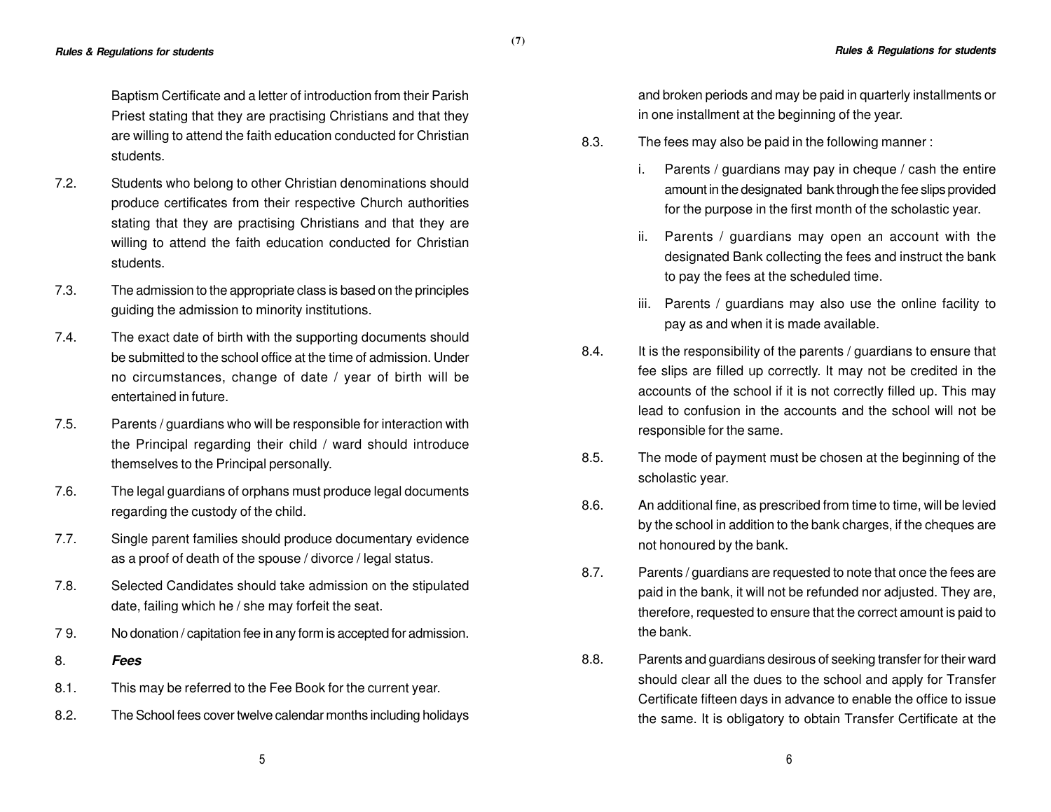Baptism Certificate and a letter of introduction from their Parish Priest stating that they are practising Christians and that they are willing to attend the faith education conducted for Christian students.

7.2. Students who belong to other Christian denominations should produce certificates from their respective Church authorities stating that they are practising Christians and that they are willing to attend the faith education conducted for Christian students.

7.3. The admission to the appropriate class is based on the principles guiding the admission to minority institutions.

7.4. The exact date of birth with the supporting documents should be submitted to the school office at the time of admission. Under no circumstances, change of date / year of birth will be entertained in future.

7.5. Parents / guardians who will be responsible for interaction with the Principal regarding their child / ward should introduce themselves to the Principal personally.

7.6. The legal guardians of orphans must produce legal documents regarding the custody of the child.

7.7. Single parent families should produce documentary evidence as a proof of death of the spouse / divorce / legal status.

7.8. Selected Candidates should take admission on the stipulated date, failing which he / she may forfeit the seat.

7 9. No donation / capitation fee in any form is accepted for admission.

## 8. ***Fees***

8.1. This may be referred to the Fee Book for the current year.

8.2. The School fees cover twelve calendar months including holidays and broken periods and may be paid in quarterly installments or in one installment at the beginning of the year.

8.3. The fees may also be paid in the following manner :

i. Parents / guardians may pay in cheque / cash the entire amount in the designated bank through the fee slips provided for the purpose in the first month of the scholastic year.

ii. Parents / guardians may open an account with the designated Bank collecting the fees and instruct the bank to pay the fees at the scheduled time.

iii. Parents / guardians may also use the online facility to pay as and when it is made available.

8.4. It is the responsibility of the parents / guardians to ensure that fee slips are filled up correctly. It may not be credited in the accounts of the school if it is not correctly filled up. This may lead to confusion in the accounts and the school will not be responsible for the same.

8.5. The mode of payment must be chosen at the beginning of the scholastic year.

8.6. An additional fine, as prescribed from time to time, will be levied by the school in addition to the bank charges, if the cheques are not honoured by the bank.

8.7. Parents / guardians are requested to note that once the fees are paid in the bank, it will not be refunded nor adjusted. They are, therefore, requested to ensure that the correct amount is paid to the bank.

8.8. Parents and guardians desirous of seeking transfer for their ward should clear all the dues to the school and apply for Transfer Certificate fifteen days in advance to enable the office to issue the same. It is obligatory to obtain Transfer Certificate at the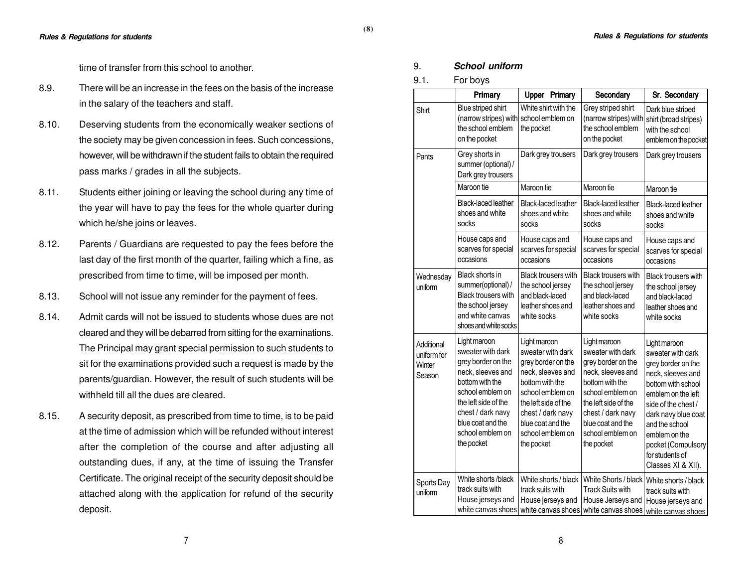time of transfer from this school to another.

8.9. There will be an increase in the fees on the basis of the increase in the salary of the teachers and staff.

8.10. Deserving students from the economically weaker sections of the society may be given concession in fees. Such concessions, however, will be withdrawn if the student fails to obtain the required pass marks / grades in all the subjects.

8.11. Students either joining or leaving the school during any time of the year will have to pay the fees for the whole quarter during which he/she joins or leaves.

8.12. Parents / Guardians are requested to pay the fees before the last day of the first month of the quarter, failing which a fine, as prescribed from time to time, will be imposed per month.

8.13. School will not issue any reminder for the payment of fees.

8.14. Admit cards will not be issued to students whose dues are not cleared and they will be debarred from sitting for the examinations. The Principal may grant special permission to such students to sit for the examinations provided such a request is made by the parents/guardian. However, the result of such students will be withheld till all the dues are cleared.

8.15. A security deposit, as prescribed from time to time, is to be paid at the time of admission which will be refunded without interest after the completion of the course and after adjusting all outstanding dues, if any, at the time of issuing the Transfer Certificate. The original receipt of the security deposit should be attached along with the application for refund of the security deposit.

## 9. *School uniform*

9.1. For boys

| | Primary | Upper Primary | Secondary | Sr. Secondary |
|---|---|---|---|---|
| Shirt | Blue striped shirt (narrow stripes) with the school emblem on the pocket | White shirt with the school emblem on the pocket | Grey striped shirt (narrow stripes) with the school emblem on the pocket | Dark blue striped shirt (broad stripes) with the school emblem on the pocket |
| Pants | Grey shorts in summer (optional) / Dark grey trousers | Dark grey trousers | Dark grey trousers | Dark grey trousers |
| | Maroon tie | Maroon tie | Maroon tie | Maroon tie |
| | Black-laced leather shoes and white socks | Black-laced leather shoes and white socks | Black-laced leather shoes and white socks | Black-laced leather shoes and white socks |
| | House caps and scarves for special occasions | House caps and scarves for special occasions | House caps and scarves for special occasions | House caps and scarves for special occasions |
| Wednesday uniform | Black shorts in summer(optional) / Black trousers with the school jersey and white canvas shoes and white socks | Black trousers with the school jersey and black-laced leather shoes and white socks | Black trousers with the school jersey and black-laced leather shoes and white socks | Black trousers with the school jersey and black-laced leather shoes and white socks |
| Additional uniform for Winter Season | Light maroon sweater with dark grey border on the neck, sleeves and bottom with the school emblem on the left side of the chest / dark navy blue coat and the school emblem on the pocket | Light maroon sweater with dark grey border on the neck, sleeves and bottom with the school emblem on the left side of the chest / dark navy blue coat and the school emblem on the pocket | Light maroon sweater with dark grey border on the neck, sleeves and bottom with the school emblem on the left side of the chest / dark navy blue coat and the school emblem on the pocket | Light maroon sweater with dark grey border on the neck, sleeves and bottom with school emblem on the left side of the chest / dark navy blue coat and the school emblem on the pocket (Compulsory for students of Classes XI & XII). |
| Sports Day uniform | White shorts /black track suits with House jerseys and white canvas shoes | White shorts / black track suits with House jerseys and white canvas shoes | White Shorts / black Track Suits with House Jerseys and white canvas shoes | White shorts / black track suits with House jerseys and white canvas shoes |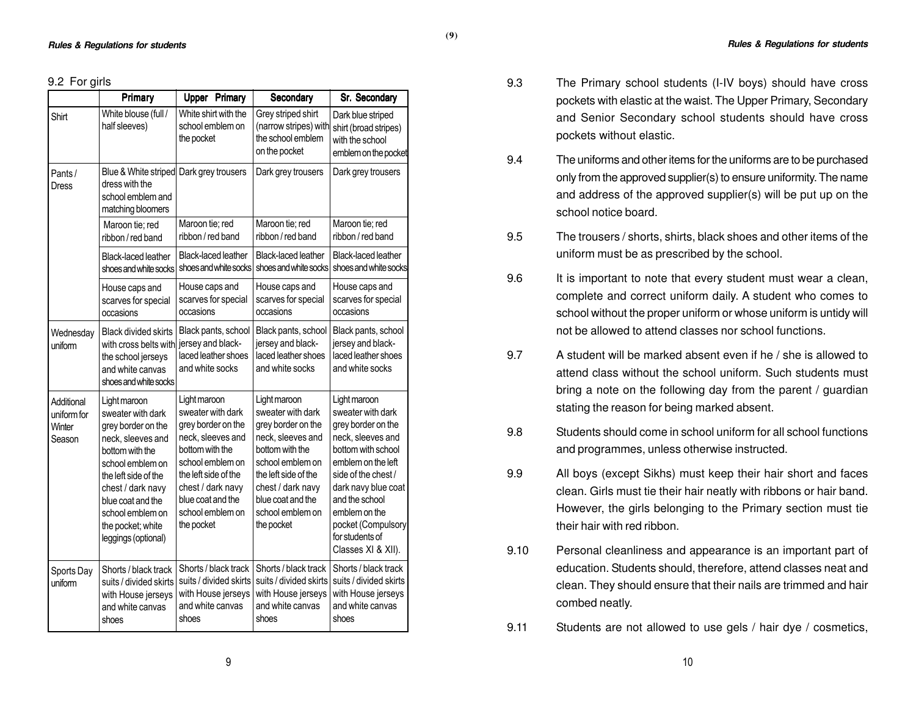## 9.2 For girls

| | Primary | Upper Primary | Secondary | Sr. Secondary |
|---|---|---|---|---|
| Shirt | White blouse (full / half sleeves) | White shirt with the school emblem on the pocket | Grey striped shirt (narrow stripes) with the school emblem on the pocket | Dark blue striped shirt (broad stripes) with the school emblem on the pocket |
| Pants / Dress | Blue & White striped dress with the school emblem and matching bloomers | Dark grey trousers | Dark grey trousers | Dark grey trousers |
| | Maroon tie; red ribbon / red band | Maroon tie; red ribbon / red band | Maroon tie; red ribbon / red band | Maroon tie; red ribbon / red band |
| | Black-laced leather shoes and white socks | Black-laced leather shoes and white socks | Black-laced leather shoes and white socks | Black-laced leather shoes and white socks |
| | House caps and scarves for special occasions | House caps and scarves for special occasions | House caps and scarves for special occasions | House caps and scarves for special occasions |
| Wednesday uniform | Black divided skirts with cross belts with the school jerseys and white canvas shoes and white socks | Black pants, school jersey and black-laced leather shoes and white socks | Black pants, school jersey and black-laced leather shoes and white socks | Black pants, school jersey and black-laced leather shoes and white socks |
| Additional uniform for Winter Season | Light maroon sweater with dark grey border on the neck, sleeves and bottom with the school emblem on the left side of the chest / dark navy blue coat and the school emblem on the pocket; white leggings (optional) | Light maroon sweater with dark grey border on the neck, sleeves and bottom with the school emblem on the left side of the chest / dark navy blue coat and the school emblem on the pocket | Light maroon sweater with dark grey border on the neck, sleeves and bottom with the school emblem on the left side of the chest / dark navy blue coat and the school emblem on the pocket | Light maroon sweater with dark grey border on the neck, sleeves and bottom with school emblem on the left side of the chest / dark navy blue coat and the school emblem on the pocket (Compulsory for students of Classes XI & XII). |
| Sports Day uniform | Shorts / black track suits / divided skirts with House jerseys and white canvas shoes | Shorts / black track suits / divided skirts with House jerseys and white canvas shoes | Shorts / black track suits / divided skirts with House jerseys and white canvas shoes | Shorts / black track suits / divided skirts with House jerseys and white canvas shoes |

9.3 The Primary school students (I-IV boys) should have cross pockets with elastic at the waist. The Upper Primary, Secondary and Senior Secondary school students should have cross pockets without elastic.

9.4 The uniforms and other items for the uniforms are to be purchased only from the approved supplier(s) to ensure uniformity. The name and address of the approved supplier(s) will be put up on the school notice board.

9.5 The trousers / shorts, shirts, black shoes and other items of the uniform must be as prescribed by the school.

9.6 It is important to note that every student must wear a clean, complete and correct uniform daily. A student who comes to school without the proper uniform or whose uniform is untidy will not be allowed to attend classes nor school functions.

9.7 A student will be marked absent even if he / she is allowed to attend class without the school uniform. Such students must bring a note on the following day from the parent / guardian stating the reason for being marked absent.

9.8 Students should come in school uniform for all school functions and programmes, unless otherwise instructed.

9.9 All boys (except Sikhs) must keep their hair short and faces clean. Girls must tie their hair neatly with ribbons or hair band. However, the girls belonging to the Primary section must tie their hair with red ribbon.

9.10 Personal cleanliness and appearance is an important part of education. Students should, therefore, attend classes neat and clean. They should ensure that their nails are trimmed and hair combed neatly.

9.11 Students are not allowed to use gels / hair dye / cosmetics,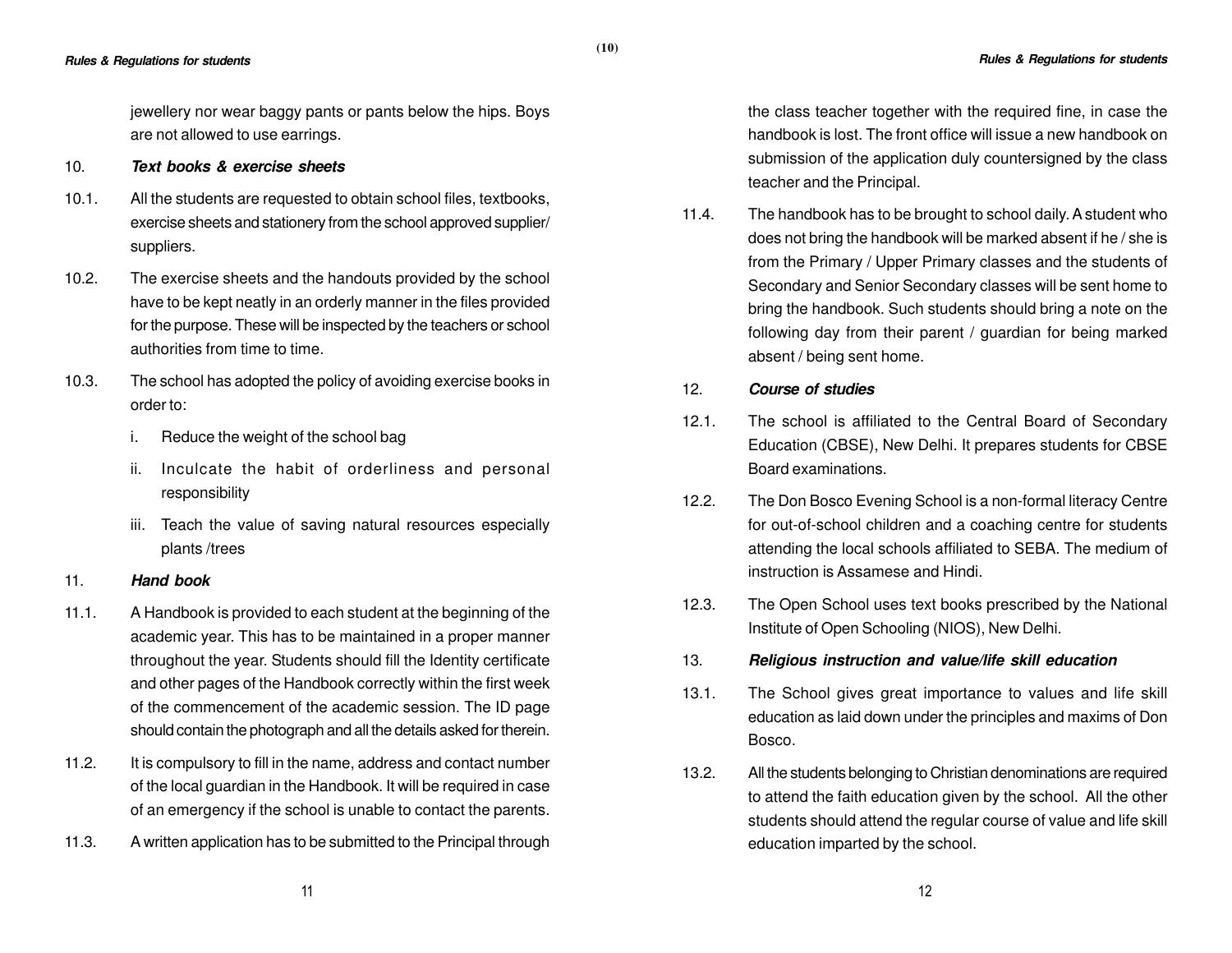jewellery nor wear baggy pants or pants below the hips. Boys are not allowed to use earrings.

10. ***Text books & exercise sheets***

10.1. All the students are requested to obtain school files, textbooks, exercise sheets and stationery from the school approved supplier/ suppliers.

10.2. The exercise sheets and the handouts provided by the school have to be kept neatly in an orderly manner in the files provided for the purpose. These will be inspected by the teachers or school authorities from time to time.

10.3. The school has adopted the policy of avoiding exercise books in order to:

   i. Reduce the weight of the school bag

   ii. Inculcate the habit of orderliness and personal responsibility

   iii. Teach the value of saving natural resources especially plants /trees

11. ***Hand book***

11.1. A Handbook is provided to each student at the beginning of the academic year. This has to be maintained in a proper manner throughout the year. Students should fill the Identity certificate and other pages of the Handbook correctly within the first week of the commencement of the academic session. The ID page should contain the photograph and all the details asked for therein.

11.2. It is compulsory to fill in the name, address and contact number of the local guardian in the Handbook. It will be required in case of an emergency if the school is unable to contact the parents.

11.3. A written application has to be submitted to the Principal through the class teacher together with the required fine, in case the handbook is lost. The front office will issue a new handbook on submission of the application duly countersigned by the class teacher and the Principal.

11.4. The handbook has to be brought to school daily. A student who does not bring the handbook will be marked absent if he / she is from the Primary / Upper Primary classes and the students of Secondary and Senior Secondary classes will be sent home to bring the handbook. Such students should bring a note on the following day from their parent / guardian for being marked absent / being sent home.

12. ***Course of studies***

12.1. The school is affiliated to the Central Board of Secondary Education (CBSE), New Delhi. It prepares students for CBSE Board examinations.

12.2. The Don Bosco Evening School is a non-formal literacy Centre for out-of-school children and a coaching centre for students attending the local schools affiliated to SEBA. The medium of instruction is Assamese and Hindi.

12.3. The Open School uses text books prescribed by the National Institute of Open Schooling (NIOS), New Delhi.

13. ***Religious instruction and value/life skill education***

13.1. The School gives great importance to values and life skill education as laid down under the principles and maxims of Don Bosco.

13.2. All the students belonging to Christian denominations are required to attend the faith education given by the school. All the other students should attend the regular course of value and life skill education imparted by the school.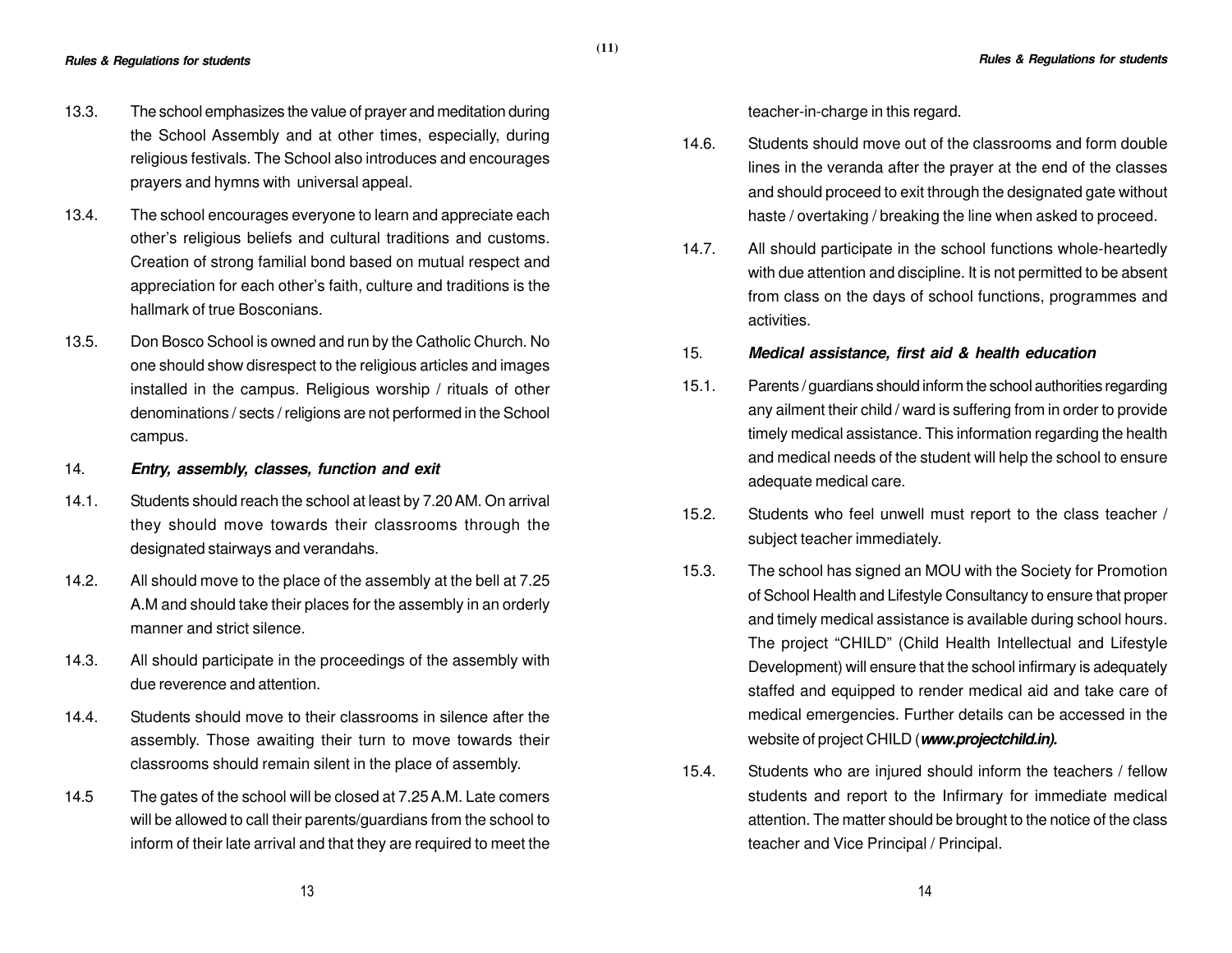13.3. The school emphasizes the value of prayer and meditation during the School Assembly and at other times, especially, during religious festivals. The School also introduces and encourages prayers and hymns with universal appeal.

13.4. The school encourages everyone to learn and appreciate each other's religious beliefs and cultural traditions and customs. Creation of strong familial bond based on mutual respect and appreciation for each other's faith, culture and traditions is the hallmark of true Bosconians.

13.5. Don Bosco School is owned and run by the Catholic Church. No one should show disrespect to the religious articles and images installed in the campus. Religious worship / rituals of other denominations / sects / religions are not performed in the School campus.

### 14. *Entry, assembly, classes, function and exit*

14.1. Students should reach the school at least by 7.20 AM. On arrival they should move towards their classrooms through the designated stairways and verandahs.

14.2. All should move to the place of the assembly at the bell at 7.25 A.M and should take their places for the assembly in an orderly manner and strict silence.

14.3. All should participate in the proceedings of the assembly with due reverence and attention.

14.4. Students should move to their classrooms in silence after the assembly. Those awaiting their turn to move towards their classrooms should remain silent in the place of assembly.

14.5 The gates of the school will be closed at 7.25 A.M. Late comers will be allowed to call their parents/guardians from the school to inform of their late arrival and that they are required to meet the teacher-in-charge in this regard.

14.6. Students should move out of the classrooms and form double lines in the veranda after the prayer at the end of the classes and should proceed to exit through the designated gate without haste / overtaking / breaking the line when asked to proceed.

14.7. All should participate in the school functions whole-heartedly with due attention and discipline. It is not permitted to be absent from class on the days of school functions, programmes and activities.

### 15. *Medical assistance, first aid & health education*

15.1. Parents / guardians should inform the school authorities regarding any ailment their child / ward is suffering from in order to provide timely medical assistance. This information regarding the health and medical needs of the student will help the school to ensure adequate medical care.

15.2. Students who feel unwell must report to the class teacher / subject teacher immediately.

15.3. The school has signed an MOU with the Society for Promotion of School Health and Lifestyle Consultancy to ensure that proper and timely medical assistance is available during school hours. The project "CHILD" (Child Health Intellectual and Lifestyle Development) will ensure that the school infirmary is adequately staffed and equipped to render medical aid and take care of medical emergencies. Further details can be accessed in the website of project CHILD (***www.projectchild.in).***

15.4. Students who are injured should inform the teachers / fellow students and report to the Infirmary for immediate medical attention. The matter should be brought to the notice of the class teacher and Vice Principal / Principal.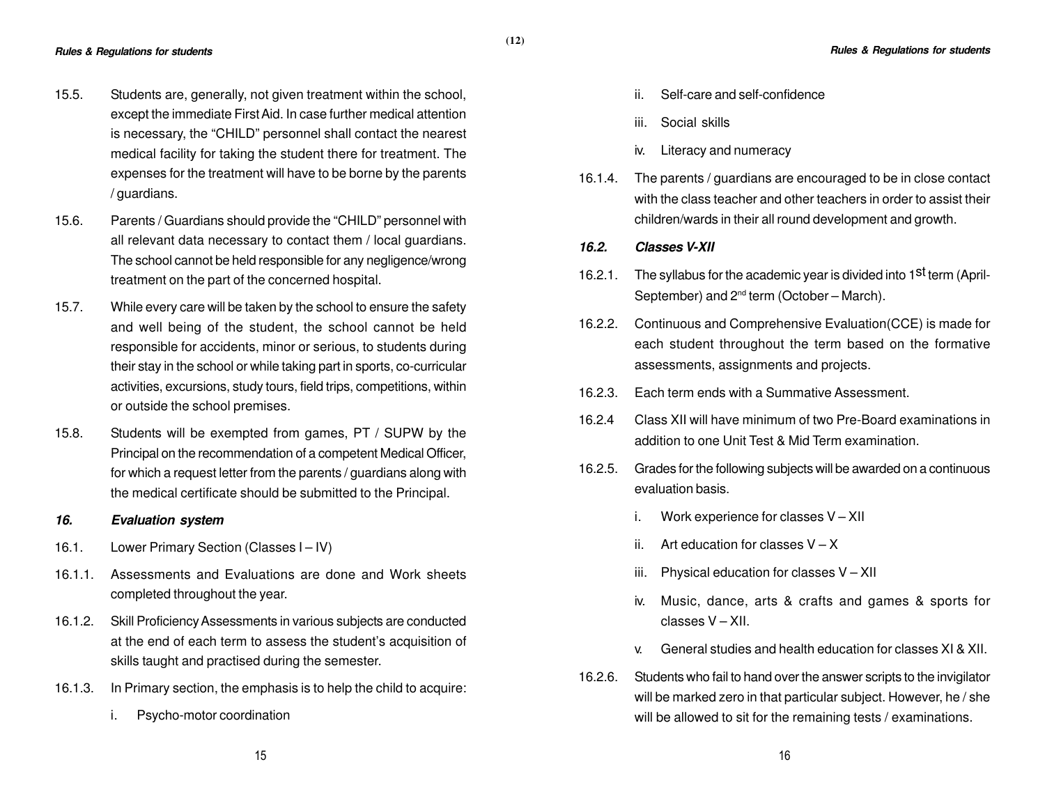15.5. Students are, generally, not given treatment within the school, except the immediate First Aid. In case further medical attention is necessary, the "CHILD" personnel shall contact the nearest medical facility for taking the student there for treatment. The expenses for the treatment will have to be borne by the parents / guardians.

15.6. Parents / Guardians should provide the "CHILD" personnel with all relevant data necessary to contact them / local guardians. The school cannot be held responsible for any negligence/wrong treatment on the part of the concerned hospital.

15.7. While every care will be taken by the school to ensure the safety and well being of the student, the school cannot be held responsible for accidents, minor or serious, to students during their stay in the school or while taking part in sports, co-curricular activities, excursions, study tours, field trips, competitions, within or outside the school premises.

15.8. Students will be exempted from games, PT / SUPW by the Principal on the recommendation of a competent Medical Officer, for which a request letter from the parents / guardians along with the medical certificate should be submitted to the Principal.

### *16. Evaluation system*

16.1. Lower Primary Section (Classes I – IV)

16.1.1. Assessments and Evaluations are done and Work sheets completed throughout the year.

16.1.2. Skill Proficiency Assessments in various subjects are conducted at the end of each term to assess the student's acquisition of skills taught and practised during the semester.

16.1.3. In Primary section, the emphasis is to help the child to acquire:

- i. Psycho-motor coordination
- ii. Self-care and self-confidence
- iii. Social skills
- iv. Literacy and numeracy

16.1.4. The parents / guardians are encouraged to be in close contact with the class teacher and other teachers in order to assist their children/wards in their all round development and growth.

### *16.2. Classes V-XII*

16.2.1. The syllabus for the academic year is divided into 1st term (April-September) and 2nd term (October – March).

16.2.2. Continuous and Comprehensive Evaluation(CCE) is made for each student throughout the term based on the formative assessments, assignments and projects.

16.2.3. Each term ends with a Summative Assessment.

16.2.4 Class XII will have minimum of two Pre-Board examinations in addition to one Unit Test & Mid Term examination.

16.2.5. Grades for the following subjects will be awarded on a continuous evaluation basis.

- i. Work experience for classes V – XII
- ii. Art education for classes V – X
- iii. Physical education for classes V – XII
- iv. Music, dance, arts & crafts and games & sports for classes V – XII.
- v. General studies and health education for classes XI & XII.

16.2.6. Students who fail to hand over the answer scripts to the invigilator will be marked zero in that particular subject. However, he / she will be allowed to sit for the remaining tests / examinations.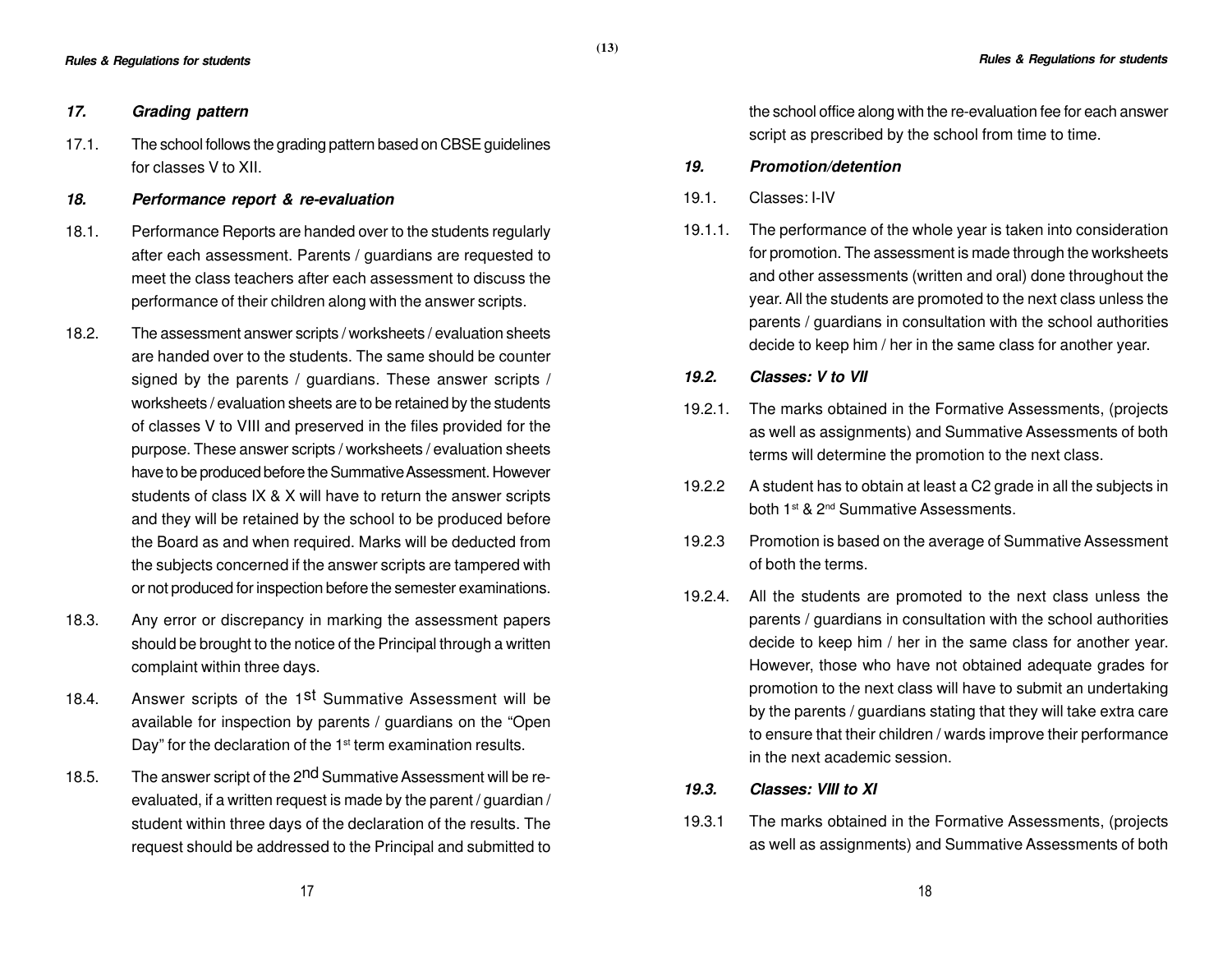### *17. Grading pattern*

17.1. The school follows the grading pattern based on CBSE guidelines for classes V to XII.

### *18. Performance report & re-evaluation*

18.1. Performance Reports are handed over to the students regularly after each assessment. Parents / guardians are requested to meet the class teachers after each assessment to discuss the performance of their children along with the answer scripts.

18.2. The assessment answer scripts / worksheets / evaluation sheets are handed over to the students. The same should be counter signed by the parents / guardians. These answer scripts / worksheets / evaluation sheets are to be retained by the students of classes V to VIII and preserved in the files provided for the purpose. These answer scripts / worksheets / evaluation sheets have to be produced before the Summative Assessment. However students of class IX & X will have to return the answer scripts and they will be retained by the school to be produced before the Board as and when required. Marks will be deducted from the subjects concerned if the answer scripts are tampered with or not produced for inspection before the semester examinations.

18.3. Any error or discrepancy in marking the assessment papers should be brought to the notice of the Principal through a written complaint within three days.

18.4. Answer scripts of the 1st Summative Assessment will be available for inspection by parents / guardians on the "Open Day" for the declaration of the 1st term examination results.

18.5. The answer script of the 2nd Summative Assessment will be re-evaluated, if a written request is made by the parent / guardian / student within three days of the declaration of the results. The request should be addressed to the Principal and submitted to the school office along with the re-evaluation fee for each answer script as prescribed by the school from time to time.

### *19. Promotion/detention*

19.1. Classes: I-IV

19.1.1. The performance of the whole year is taken into consideration for promotion. The assessment is made through the worksheets and other assessments (written and oral) done throughout the year. All the students are promoted to the next class unless the parents / guardians in consultation with the school authorities decide to keep him / her in the same class for another year.

#### *19.2. Classes: V to VII*

19.2.1. The marks obtained in the Formative Assessments, (projects as well as assignments) and Summative Assessments of both terms will determine the promotion to the next class.

19.2.2 A student has to obtain at least a C2 grade in all the subjects in both 1st & 2nd Summative Assessments.

19.2.3 Promotion is based on the average of Summative Assessment of both the terms.

19.2.4. All the students are promoted to the next class unless the parents / guardians in consultation with the school authorities decide to keep him / her in the same class for another year. However, those who have not obtained adequate grades for promotion to the next class will have to submit an undertaking by the parents / guardians stating that they will take extra care to ensure that their children / wards improve their performance in the next academic session.

#### *19.3. Classes: VIII to XI*

19.3.1 The marks obtained in the Formative Assessments, (projects as well as assignments) and Summative Assessments of both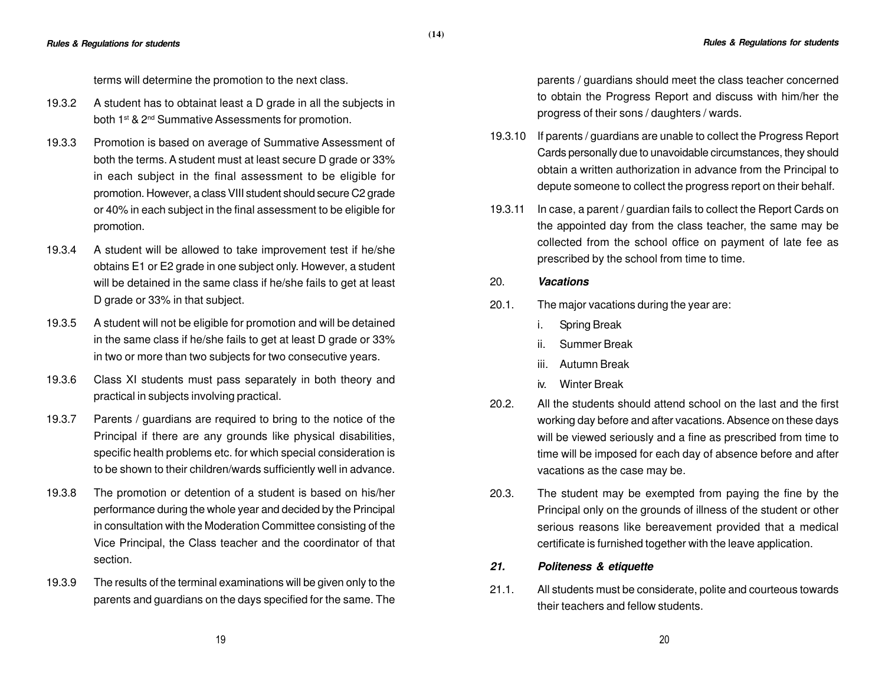terms will determine the promotion to the next class.

19.3.2 A student has to obtainat least a D grade in all the subjects in both 1st & 2nd Summative Assessments for promotion.

19.3.3 Promotion is based on average of Summative Assessment of both the terms. A student must at least secure D grade or 33% in each subject in the final assessment to be eligible for promotion. However, a class VIII student should secure C2 grade or 40% in each subject in the final assessment to be eligible for promotion.

19.3.4 A student will be allowed to take improvement test if he/she obtains E1 or E2 grade in one subject only. However, a student will be detained in the same class if he/she fails to get at least D grade or 33% in that subject.

19.3.5 A student will not be eligible for promotion and will be detained in the same class if he/she fails to get at least D grade or 33% in two or more than two subjects for two consecutive years.

19.3.6 Class XI students must pass separately in both theory and practical in subjects involving practical.

19.3.7 Parents / guardians are required to bring to the notice of the Principal if there are any grounds like physical disabilities, specific health problems etc. for which special consideration is to be shown to their children/wards sufficiently well in advance.

19.3.8 The promotion or detention of a student is based on his/her performance during the whole year and decided by the Principal in consultation with the Moderation Committee consisting of the Vice Principal, the Class teacher and the coordinator of that section.

19.3.9 The results of the terminal examinations will be given only to the parents and guardians on the days specified for the same. The parents / guardians should meet the class teacher concerned to obtain the Progress Report and discuss with him/her the progress of their sons / daughters / wards.

19.3.10 If parents / guardians are unable to collect the Progress Report Cards personally due to unavoidable circumstances, they should obtain a written authorization in advance from the Principal to depute someone to collect the progress report on their behalf.

19.3.11 In case, a parent / guardian fails to collect the Report Cards on the appointed day from the class teacher, the same may be collected from the school office on payment of late fee as prescribed by the school from time to time.

## 20. *Vacations*

20.1. The major vacations during the year are:

i. Spring Break

ii. Summer Break

iii. Autumn Break

iv. Winter Break

20.2. All the students should attend school on the last and the first working day before and after vacations. Absence on these days will be viewed seriously and a fine as prescribed from time to time will be imposed for each day of absence before and after vacations as the case may be.

20.3. The student may be exempted from paying the fine by the Principal only on the grounds of illness of the student or other serious reasons like bereavement provided that a medical certificate is furnished together with the leave application.

## *21. Politeness & etiquette*

21.1. All students must be considerate, polite and courteous towards their teachers and fellow students.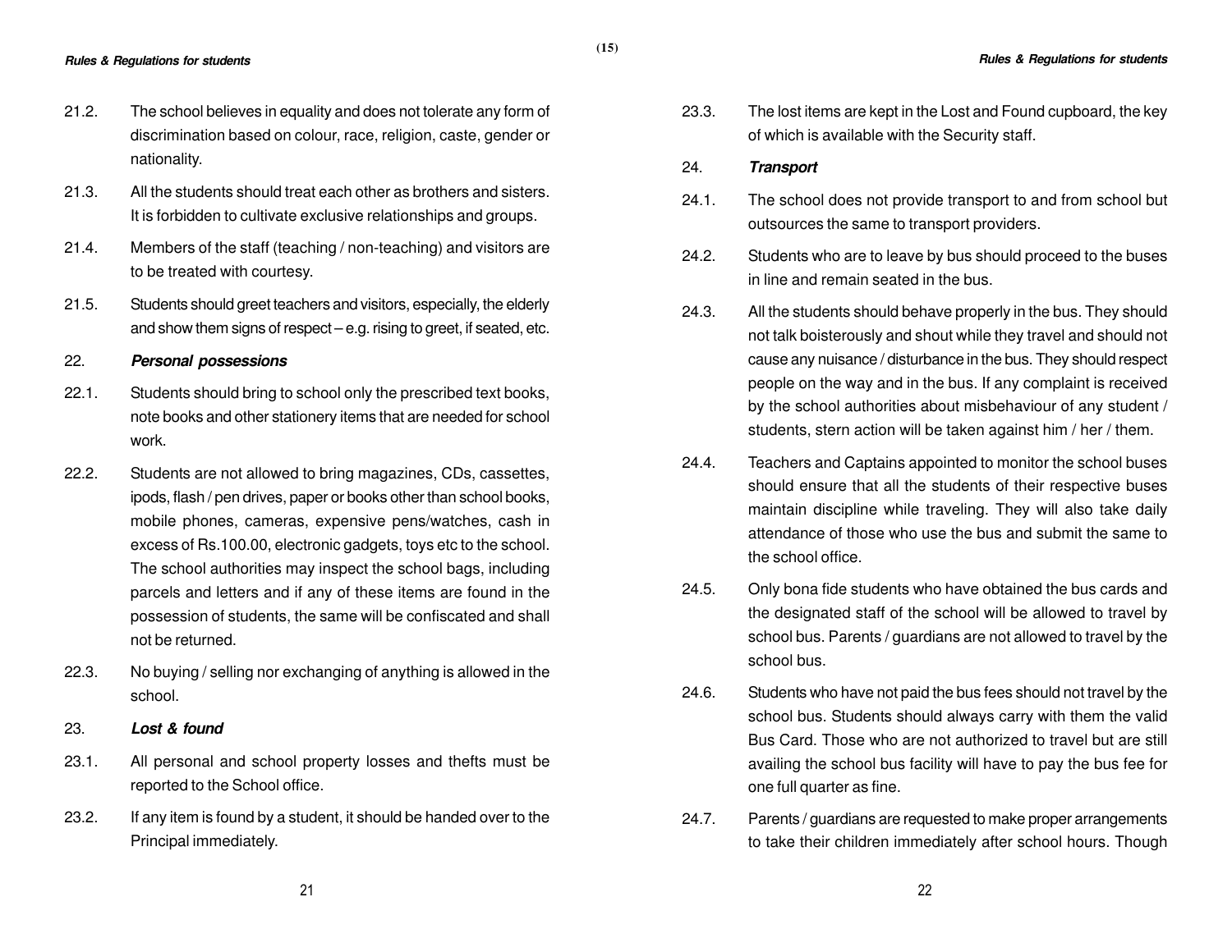21.2. The school believes in equality and does not tolerate any form of discrimination based on colour, race, religion, caste, gender or nationality.

21.3. All the students should treat each other as brothers and sisters. It is forbidden to cultivate exclusive relationships and groups.

21.4. Members of the staff (teaching / non-teaching) and visitors are to be treated with courtesy.

21.5. Students should greet teachers and visitors, especially, the elderly and show them signs of respect – e.g. rising to greet, if seated, etc.

22. ***Personal possessions***

22.1. Students should bring to school only the prescribed text books, note books and other stationery items that are needed for school work.

22.2. Students are not allowed to bring magazines, CDs, cassettes, ipods, flash / pen drives, paper or books other than school books, mobile phones, cameras, expensive pens/watches, cash in excess of Rs.100.00, electronic gadgets, toys etc to the school. The school authorities may inspect the school bags, including parcels and letters and if any of these items are found in the possession of students, the same will be confiscated and shall not be returned.

22.3. No buying / selling nor exchanging of anything is allowed in the school.

23. ***Lost & found***

23.1. All personal and school property losses and thefts must be reported to the School office.

23.2. If any item is found by a student, it should be handed over to the Principal immediately.

23.3. The lost items are kept in the Lost and Found cupboard, the key of which is available with the Security staff.

24. ***Transport***

24.1. The school does not provide transport to and from school but outsources the same to transport providers.

24.2. Students who are to leave by bus should proceed to the buses in line and remain seated in the bus.

24.3. All the students should behave properly in the bus. They should not talk boisterously and shout while they travel and should not cause any nuisance / disturbance in the bus. They should respect people on the way and in the bus. If any complaint is received by the school authorities about misbehaviour of any student / students, stern action will be taken against him / her / them.

24.4. Teachers and Captains appointed to monitor the school buses should ensure that all the students of their respective buses maintain discipline while traveling. They will also take daily attendance of those who use the bus and submit the same to the school office.

24.5. Only bona fide students who have obtained the bus cards and the designated staff of the school will be allowed to travel by school bus. Parents / guardians are not allowed to travel by the school bus.

24.6. Students who have not paid the bus fees should not travel by the school bus. Students should always carry with them the valid Bus Card. Those who are not authorized to travel but are still availing the school bus facility will have to pay the bus fee for one full quarter as fine.

24.7. Parents / guardians are requested to make proper arrangements to take their children immediately after school hours. Though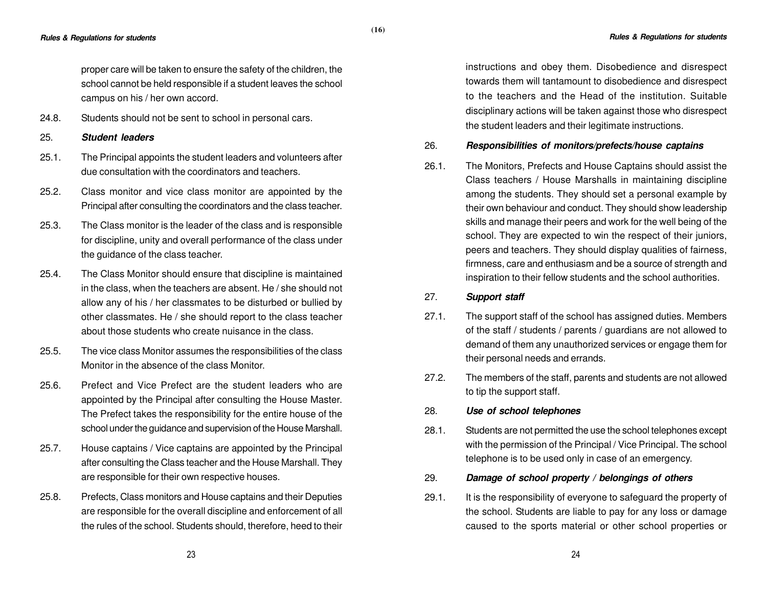proper care will be taken to ensure the safety of the children, the school cannot be held responsible if a student leaves the school campus on his / her own accord.

24.8. Students should not be sent to school in personal cars.

### 25. *Student leaders*

25.1. The Principal appoints the student leaders and volunteers after due consultation with the coordinators and teachers.

25.2. Class monitor and vice class monitor are appointed by the Principal after consulting the coordinators and the class teacher.

25.3. The Class monitor is the leader of the class and is responsible for discipline, unity and overall performance of the class under the guidance of the class teacher.

25.4. The Class Monitor should ensure that discipline is maintained in the class, when the teachers are absent. He / she should not allow any of his / her classmates to be disturbed or bullied by other classmates. He / she should report to the class teacher about those students who create nuisance in the class.

25.5. The vice class Monitor assumes the responsibilities of the class Monitor in the absence of the class Monitor.

25.6. Prefect and Vice Prefect are the student leaders who are appointed by the Principal after consulting the House Master. The Prefect takes the responsibility for the entire house of the school under the guidance and supervision of the House Marshall.

25.7. House captains / Vice captains are appointed by the Principal after consulting the Class teacher and the House Marshall. They are responsible for their own respective houses.

25.8. Prefects, Class monitors and House captains and their Deputies are responsible for the overall discipline and enforcement of all the rules of the school. Students should, therefore, heed to their instructions and obey them. Disobedience and disrespect towards them will tantamount to disobedience and disrespect to the teachers and the Head of the institution. Suitable disciplinary actions will be taken against those who disrespect the student leaders and their legitimate instructions.

### 26. *Responsibilities of monitors/prefects/house captains*

26.1. The Monitors, Prefects and House Captains should assist the Class teachers / House Marshalls in maintaining discipline among the students. They should set a personal example by their own behaviour and conduct. They should show leadership skills and manage their peers and work for the well being of the school. They are expected to win the respect of their juniors, peers and teachers. They should display qualities of fairness, firmness, care and enthusiasm and be a source of strength and inspiration to their fellow students and the school authorities.

### 27. *Support staff*

27.1. The support staff of the school has assigned duties. Members of the staff / students / parents / guardians are not allowed to demand of them any unauthorized services or engage them for their personal needs and errands.

27.2. The members of the staff, parents and students are not allowed to tip the support staff.

### 28. *Use of school telephones*

28.1. Students are not permitted the use the school telephones except with the permission of the Principal / Vice Principal. The school telephone is to be used only in case of an emergency.

### 29. *Damage of school property / belongings of others*

29.1. It is the responsibility of everyone to safeguard the property of the school. Students are liable to pay for any loss or damage caused to the sports material or other school properties or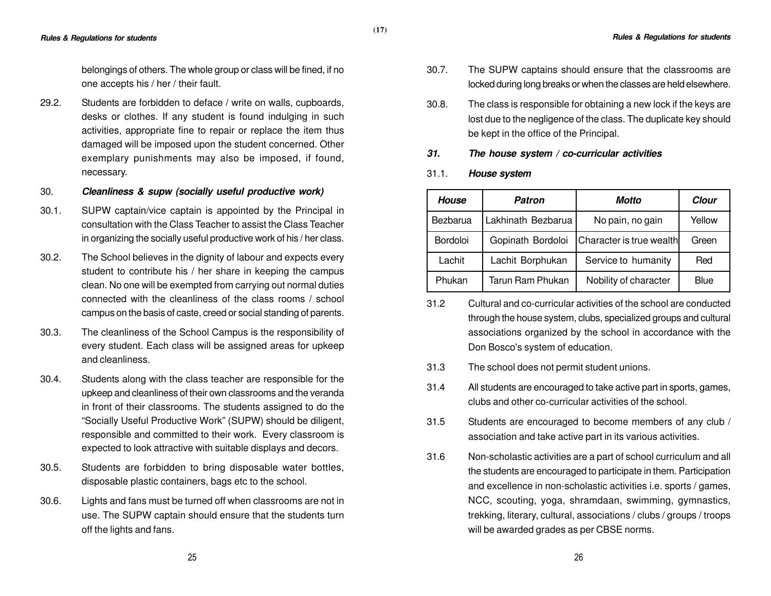belongings of others. The whole group or class will be fined, if no one accepts his / her / their fault.

29.2. Students are forbidden to deface / write on walls, cupboards, desks or clothes. If any student is found indulging in such activities, appropriate fine to repair or replace the item thus damaged will be imposed upon the student concerned. Other exemplary punishments may also be imposed, if found, necessary.

30. ***Cleanliness & supw (socially useful productive work)***

30.1. SUPW captain/vice captain is appointed by the Principal in consultation with the Class Teacher to assist the Class Teacher in organizing the socially useful productive work of his / her class.

30.2. The School believes in the dignity of labour and expects every student to contribute his / her share in keeping the campus clean. No one will be exempted from carrying out normal duties connected with the cleanliness of the class rooms / school campus on the basis of caste, creed or social standing of parents.

30.3. The cleanliness of the School Campus is the responsibility of every student. Each class will be assigned areas for upkeep and cleanliness.

30.4. Students along with the class teacher are responsible for the upkeep and cleanliness of their own classrooms and the veranda in front of their classrooms. The students assigned to do the "Socially Useful Productive Work" (SUPW) should be diligent, responsible and committed to their work. Every classroom is expected to look attractive with suitable displays and decors.

30.5. Students are forbidden to bring disposable water bottles, disposable plastic containers, bags etc to the school.

30.6. Lights and fans must be turned off when classrooms are not in use. The SUPW captain should ensure that the students turn off the lights and fans.

30.7. The SUPW captains should ensure that the classrooms are locked during long breaks or when the classes are held elsewhere.

30.8. The class is responsible for obtaining a new lock if the keys are lost due to the negligence of the class. The duplicate key should be kept in the office of the Principal.

31. ***The house system / co-curricular activities***

31.1. ***House system***

| ***House*** | ***Patron*** | ***Motto*** | ***Clour*** |
|---|---|---|---|
| Bezbarua | Lakhinath Bezbarua | No pain, no gain | Yellow |
| Bordoloi | Gopinath Bordoloi | Character is true wealth | Green |
| Lachit | Lachit Borphukan | Service to humanity | Red |
| Phukan | Tarun Ram Phukan | Nobility of character | Blue |

31.2 Cultural and co-curricular activities of the school are conducted through the house system, clubs, specialized groups and cultural associations organized by the school in accordance with the Don Bosco's system of education.

31.3 The school does not permit student unions.

31.4 All students are encouraged to take active part in sports, games, clubs and other co-curricular activities of the school.

31.5 Students are encouraged to become members of any club / association and take active part in its various activities.

31.6 Non-scholastic activities are a part of school curriculum and all the students are encouraged to participate in them. Participation and excellence in non-scholastic activities i.e. sports / games, NCC, scouting, yoga, shramdaan, swimming, gymnastics, trekking, literary, cultural, associations / clubs / groups / troops will be awarded grades as per CBSE norms.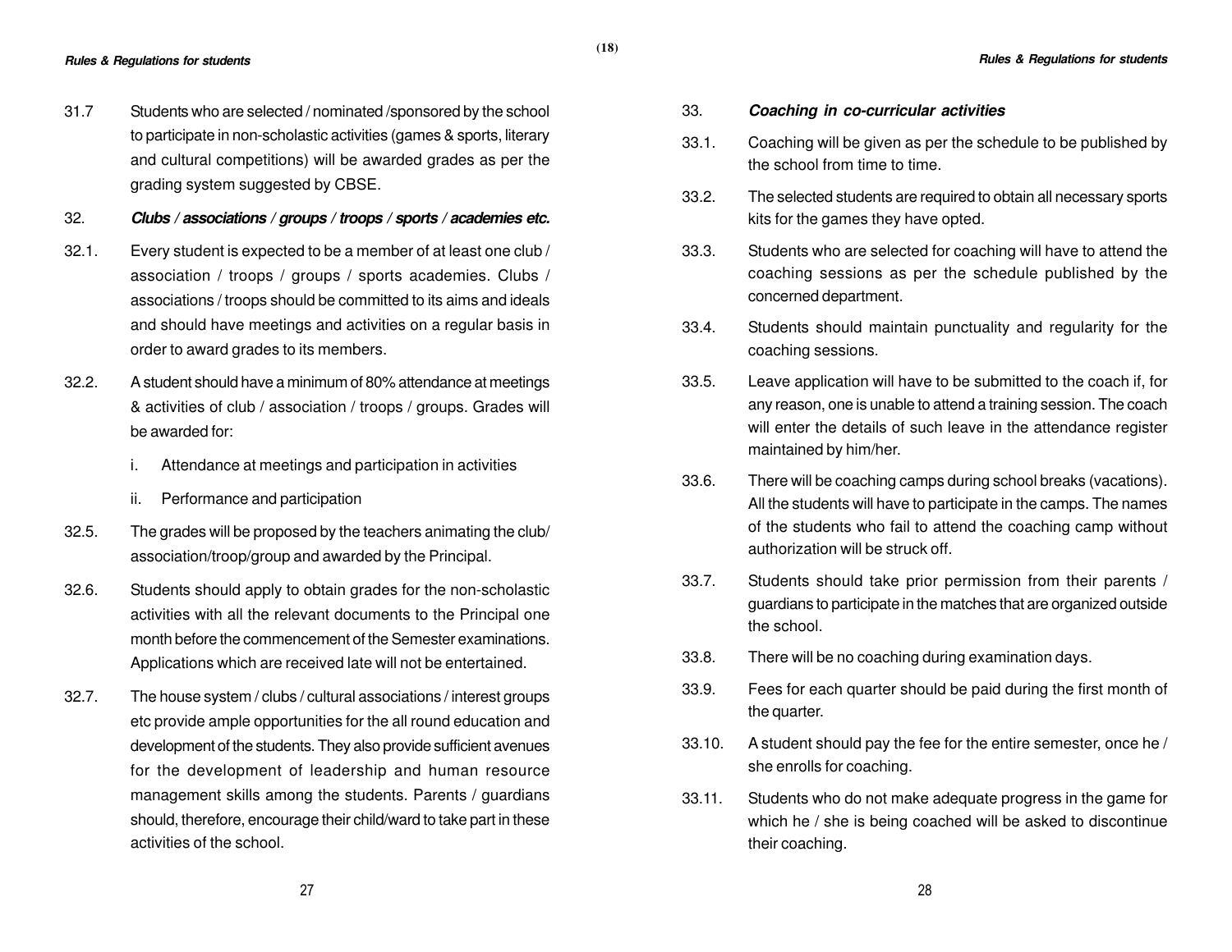31.7 Students who are selected / nominated /sponsored by the school to participate in non-scholastic activities (games & sports, literary and cultural competitions) will be awarded grades as per the grading system suggested by CBSE.

## 32. *Clubs / associations / groups / troops / sports / academies etc.*

32.1. Every student is expected to be a member of at least one club / association / troops / groups / sports academies. Clubs / associations / troops should be committed to its aims and ideals and should have meetings and activities on a regular basis in order to award grades to its members.

32.2. A student should have a minimum of 80% attendance at meetings & activities of club / association / troops / groups. Grades will be awarded for:

   i. Attendance at meetings and participation in activities

   ii. Performance and participation

32.5. The grades will be proposed by the teachers animating the club/ association/troop/group and awarded by the Principal.

32.6. Students should apply to obtain grades for the non-scholastic activities with all the relevant documents to the Principal one month before the commencement of the Semester examinations. Applications which are received late will not be entertained.

32.7. The house system / clubs / cultural associations / interest groups etc provide ample opportunities for the all round education and development of the students. They also provide sufficient avenues for the development of leadership and human resource management skills among the students. Parents / guardians should, therefore, encourage their child/ward to take part in these activities of the school.

## 33. *Coaching in co-curricular activities*

33.1. Coaching will be given as per the schedule to be published by the school from time to time.

33.2. The selected students are required to obtain all necessary sports kits for the games they have opted.

33.3. Students who are selected for coaching will have to attend the coaching sessions as per the schedule published by the concerned department.

33.4. Students should maintain punctuality and regularity for the coaching sessions.

33.5. Leave application will have to be submitted to the coach if, for any reason, one is unable to attend a training session. The coach will enter the details of such leave in the attendance register maintained by him/her.

33.6. There will be coaching camps during school breaks (vacations). All the students will have to participate in the camps. The names of the students who fail to attend the coaching camp without authorization will be struck off.

33.7. Students should take prior permission from their parents / guardians to participate in the matches that are organized outside the school.

33.8. There will be no coaching during examination days.

33.9. Fees for each quarter should be paid during the first month of the quarter.

33.10. A student should pay the fee for the entire semester, once he / she enrolls for coaching.

33.11. Students who do not make adequate progress in the game for which he / she is being coached will be asked to discontinue their coaching.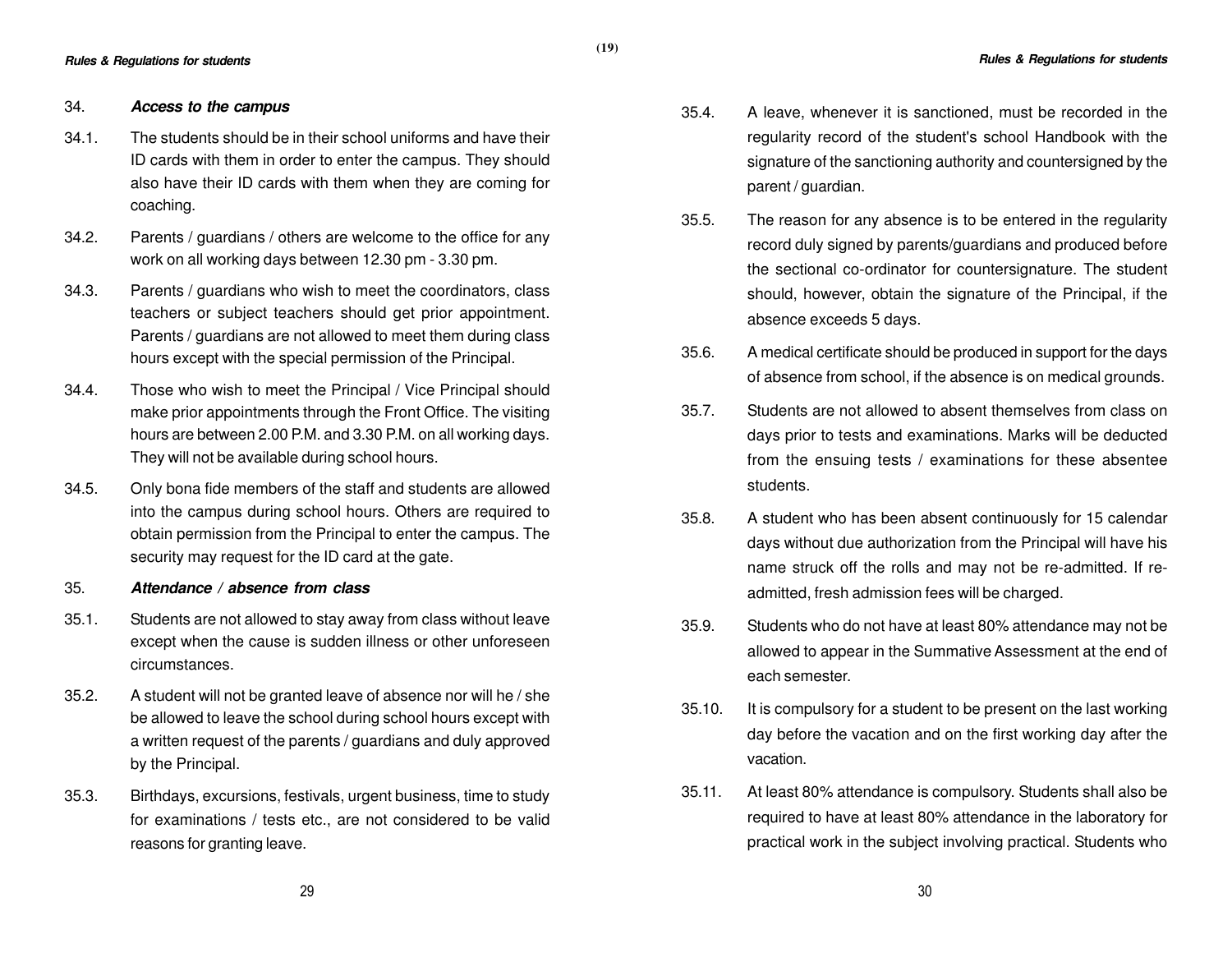### 34. *Access to the campus*

34.1. The students should be in their school uniforms and have their ID cards with them in order to enter the campus. They should also have their ID cards with them when they are coming for coaching.

34.2. Parents / guardians / others are welcome to the office for any work on all working days between 12.30 pm - 3.30 pm.

34.3. Parents / guardians who wish to meet the coordinators, class teachers or subject teachers should get prior appointment. Parents / guardians are not allowed to meet them during class hours except with the special permission of the Principal.

34.4. Those who wish to meet the Principal / Vice Principal should make prior appointments through the Front Office. The visiting hours are between 2.00 P.M. and 3.30 P.M. on all working days. They will not be available during school hours.

34.5. Only bona fide members of the staff and students are allowed into the campus during school hours. Others are required to obtain permission from the Principal to enter the campus. The security may request for the ID card at the gate.

### 35. *Attendance / absence from class*

35.1. Students are not allowed to stay away from class without leave except when the cause is sudden illness or other unforeseen circumstances.

35.2. A student will not be granted leave of absence nor will he / she be allowed to leave the school during school hours except with a written request of the parents / guardians and duly approved by the Principal.

35.3. Birthdays, excursions, festivals, urgent business, time to study for examinations / tests etc., are not considered to be valid reasons for granting leave.

35.4. A leave, whenever it is sanctioned, must be recorded in the regularity record of the student's school Handbook with the signature of the sanctioning authority and countersigned by the parent / guardian.

35.5. The reason for any absence is to be entered in the regularity record duly signed by parents/guardians and produced before the sectional co-ordinator for countersignature. The student should, however, obtain the signature of the Principal, if the absence exceeds 5 days.

35.6. A medical certificate should be produced in support for the days of absence from school, if the absence is on medical grounds.

35.7. Students are not allowed to absent themselves from class on days prior to tests and examinations. Marks will be deducted from the ensuing tests / examinations for these absentee students.

35.8. A student who has been absent continuously for 15 calendar days without due authorization from the Principal will have his name struck off the rolls and may not be re-admitted. If re-admitted, fresh admission fees will be charged.

35.9. Students who do not have at least 80% attendance may not be allowed to appear in the Summative Assessment at the end of each semester.

35.10. It is compulsory for a student to be present on the last working day before the vacation and on the first working day after the vacation.

35.11. At least 80% attendance is compulsory. Students shall also be required to have at least 80% attendance in the laboratory for practical work in the subject involving practical. Students who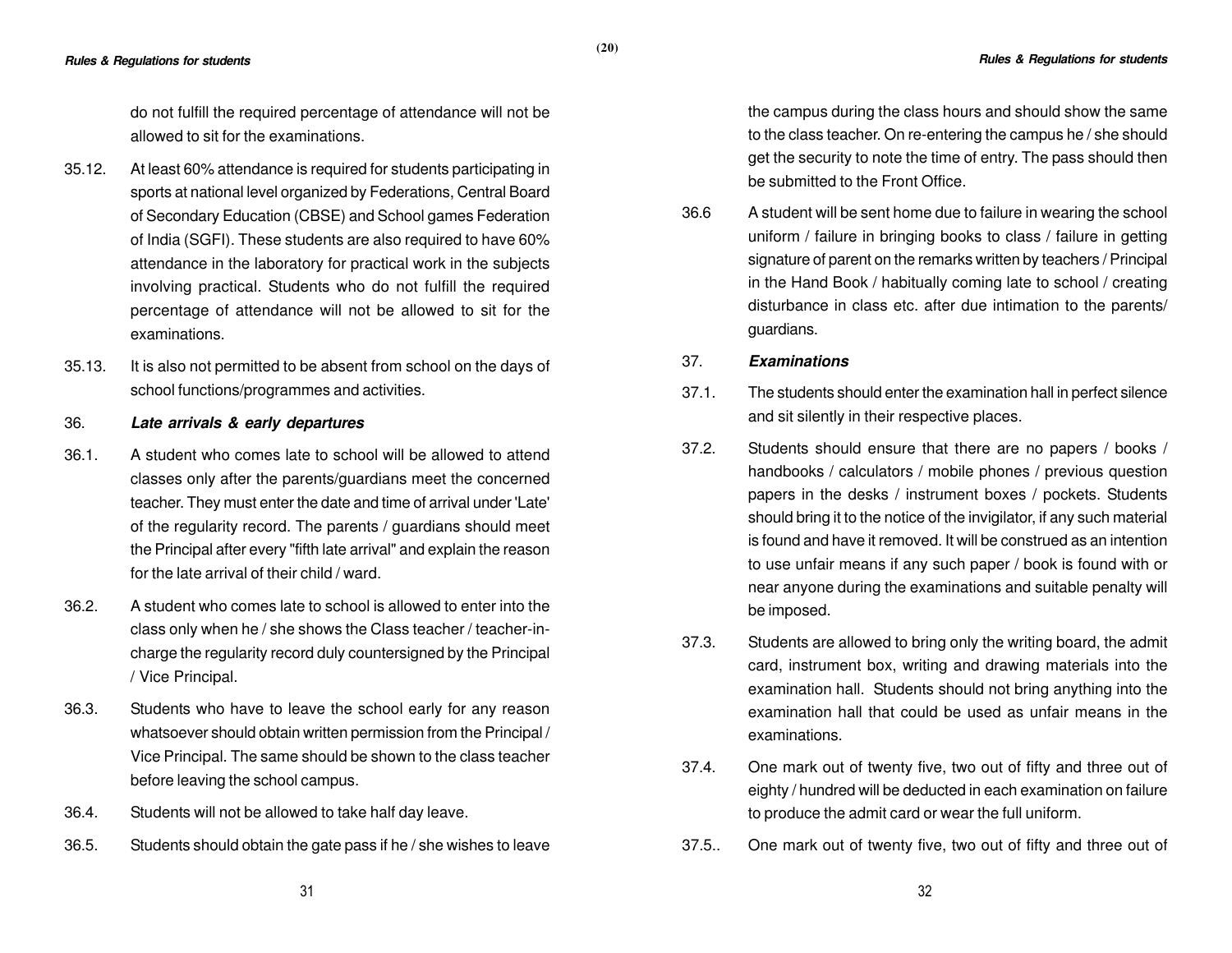do not fulfill the required percentage of attendance will not be allowed to sit for the examinations.

35.12. At least 60% attendance is required for students participating in sports at national level organized by Federations, Central Board of Secondary Education (CBSE) and School games Federation of India (SGFI). These students are also required to have 60% attendance in the laboratory for practical work in the subjects involving practical. Students who do not fulfill the required percentage of attendance will not be allowed to sit for the examinations.

35.13. It is also not permitted to be absent from school on the days of school functions/programmes and activities.

### 36. *Late arrivals & early departures*

36.1. A student who comes late to school will be allowed to attend classes only after the parents/guardians meet the concerned teacher. They must enter the date and time of arrival under 'Late' of the regularity record. The parents / guardians should meet the Principal after every "fifth late arrival" and explain the reason for the late arrival of their child / ward.

36.2. A student who comes late to school is allowed to enter into the class only when he / she shows the Class teacher / teacher-in-charge the regularity record duly countersigned by the Principal / Vice Principal.

36.3. Students who have to leave the school early for any reason whatsoever should obtain written permission from the Principal / Vice Principal. The same should be shown to the class teacher before leaving the school campus.

36.4. Students will not be allowed to take half day leave.

36.5. Students should obtain the gate pass if he / she wishes to leave the campus during the class hours and should show the same to the class teacher. On re-entering the campus he / she should get the security to note the time of entry. The pass should then be submitted to the Front Office.

36.6 A student will be sent home due to failure in wearing the school uniform / failure in bringing books to class / failure in getting signature of parent on the remarks written by teachers / Principal in the Hand Book / habitually coming late to school / creating disturbance in class etc. after due intimation to the parents/ guardians.

### 37. *Examinations*

37.1. The students should enter the examination hall in perfect silence and sit silently in their respective places.

37.2. Students should ensure that there are no papers / books / handbooks / calculators / mobile phones / previous question papers in the desks / instrument boxes / pockets. Students should bring it to the notice of the invigilator, if any such material is found and have it removed. It will be construed as an intention to use unfair means if any such paper / book is found with or near anyone during the examinations and suitable penalty will be imposed.

37.3. Students are allowed to bring only the writing board, the admit card, instrument box, writing and drawing materials into the examination hall. Students should not bring anything into the examination hall that could be used as unfair means in the examinations.

37.4. One mark out of twenty five, two out of fifty and three out of eighty / hundred will be deducted in each examination on failure to produce the admit card or wear the full uniform.

37.5.. One mark out of twenty five, two out of fifty and three out of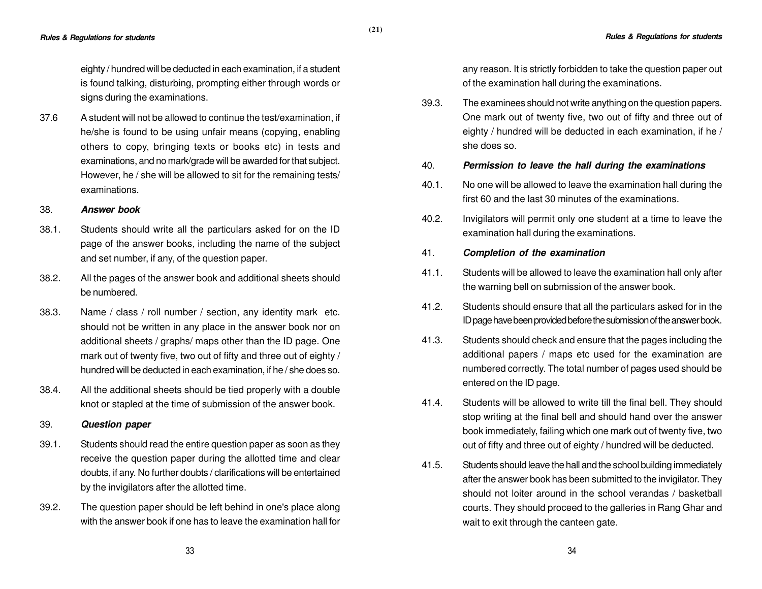eighty / hundred will be deducted in each examination, if a student is found talking, disturbing, prompting either through words or signs during the examinations.

37.6 A student will not be allowed to continue the test/examination, if he/she is found to be using unfair means (copying, enabling others to copy, bringing texts or books etc) in tests and examinations, and no mark/grade will be awarded for that subject. However, he / she will be allowed to sit for the remaining tests/ examinations.

38. ***Answer book***

38.1. Students should write all the particulars asked for on the ID page of the answer books, including the name of the subject and set number, if any, of the question paper.

38.2. All the pages of the answer book and additional sheets should be numbered.

38.3. Name / class / roll number / section, any identity mark etc. should not be written in any place in the answer book nor on additional sheets / graphs/ maps other than the ID page. One mark out of twenty five, two out of fifty and three out of eighty / hundred will be deducted in each examination, if he / she does so.

38.4. All the additional sheets should be tied properly with a double knot or stapled at the time of submission of the answer book.

39. ***Question paper***

39.1. Students should read the entire question paper as soon as they receive the question paper during the allotted time and clear doubts, if any. No further doubts / clarifications will be entertained by the invigilators after the allotted time.

39.2. The question paper should be left behind in one's place along with the answer book if one has to leave the examination hall for any reason. It is strictly forbidden to take the question paper out of the examination hall during the examinations.

39.3. The examinees should not write anything on the question papers. One mark out of twenty five, two out of fifty and three out of eighty / hundred will be deducted in each examination, if he / she does so.

40. ***Permission to leave the hall during the examinations***

40.1. No one will be allowed to leave the examination hall during the first 60 and the last 30 minutes of the examinations.

40.2. Invigilators will permit only one student at a time to leave the examination hall during the examinations.

41. ***Completion of the examination***

41.1. Students will be allowed to leave the examination hall only after the warning bell on submission of the answer book.

41.2. Students should ensure that all the particulars asked for in the ID page have been provided before the submission of the answer book.

41.3. Students should check and ensure that the pages including the additional papers / maps etc used for the examination are numbered correctly. The total number of pages used should be entered on the ID page.

41.4. Students will be allowed to write till the final bell. They should stop writing at the final bell and should hand over the answer book immediately, failing which one mark out of twenty five, two out of fifty and three out of eighty / hundred will be deducted.

41.5. Students should leave the hall and the school building immediately after the answer book has been submitted to the invigilator. They should not loiter around in the school verandas / basketball courts. They should proceed to the galleries in Rang Ghar and wait to exit through the canteen gate.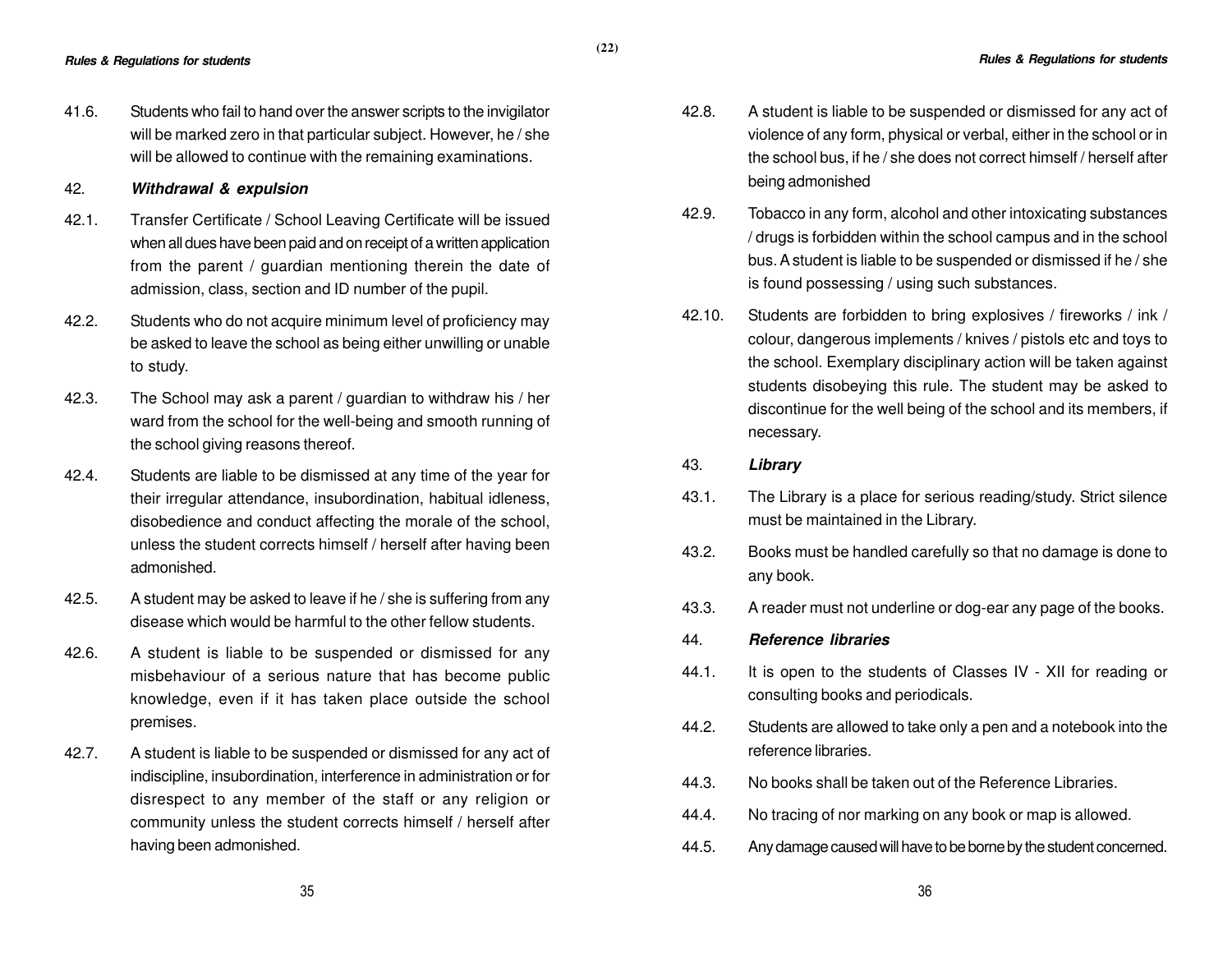41.6. Students who fail to hand over the answer scripts to the invigilator will be marked zero in that particular subject. However, he / she will be allowed to continue with the remaining examinations.

## 42. *Withdrawal & expulsion*

42.1. Transfer Certificate / School Leaving Certificate will be issued when all dues have been paid and on receipt of a written application from the parent / guardian mentioning therein the date of admission, class, section and ID number of the pupil.

42.2. Students who do not acquire minimum level of proficiency may be asked to leave the school as being either unwilling or unable to study.

42.3. The School may ask a parent / guardian to withdraw his / her ward from the school for the well-being and smooth running of the school giving reasons thereof.

42.4. Students are liable to be dismissed at any time of the year for their irregular attendance, insubordination, habitual idleness, disobedience and conduct affecting the morale of the school, unless the student corrects himself / herself after having been admonished.

42.5. A student may be asked to leave if he / she is suffering from any disease which would be harmful to the other fellow students.

42.6. A student is liable to be suspended or dismissed for any misbehaviour of a serious nature that has become public knowledge, even if it has taken place outside the school premises.

42.7. A student is liable to be suspended or dismissed for any act of indiscipline, insubordination, interference in administration or for disrespect to any member of the staff or any religion or community unless the student corrects himself / herself after having been admonished.

42.8. A student is liable to be suspended or dismissed for any act of violence of any form, physical or verbal, either in the school or in the school bus, if he / she does not correct himself / herself after being admonished

42.9. Tobacco in any form, alcohol and other intoxicating substances / drugs is forbidden within the school campus and in the school bus. A student is liable to be suspended or dismissed if he / she is found possessing / using such substances.

42.10. Students are forbidden to bring explosives / fireworks / ink / colour, dangerous implements / knives / pistols etc and toys to the school. Exemplary disciplinary action will be taken against students disobeying this rule. The student may be asked to discontinue for the well being of the school and its members, if necessary.

## 43. *Library*

43.1. The Library is a place for serious reading/study. Strict silence must be maintained in the Library.

43.2. Books must be handled carefully so that no damage is done to any book.

43.3. A reader must not underline or dog-ear any page of the books.

## 44. *Reference libraries*

44.1. It is open to the students of Classes IV - XII for reading or consulting books and periodicals.

44.2. Students are allowed to take only a pen and a notebook into the reference libraries.

44.3. No books shall be taken out of the Reference Libraries.

44.4. No tracing of nor marking on any book or map is allowed.

44.5. Any damage caused will have to be borne by the student concerned.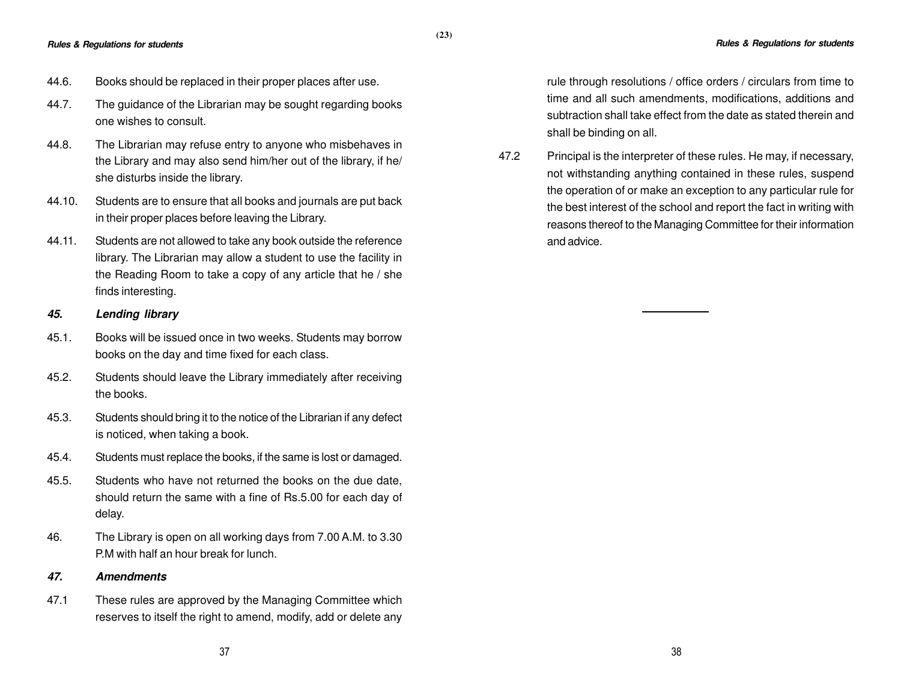44.6. Books should be replaced in their proper places after use.

44.7. The guidance of the Librarian may be sought regarding books one wishes to consult.

44.8. The Librarian may refuse entry to anyone who misbehaves in the Library and may also send him/her out of the library, if he/ she disturbs inside the library.

44.10. Students are to ensure that all books and journals are put back in their proper places before leaving the Library.

44.11. Students are not allowed to take any book outside the reference library. The Librarian may allow a student to use the facility in the Reading Room to take a copy of any article that he / she finds interesting.

### *45. Lending library*

45.1. Books will be issued once in two weeks. Students may borrow books on the day and time fixed for each class.

45.2. Students should leave the Library immediately after receiving the books.

45.3. Students should bring it to the notice of the Librarian if any defect is noticed, when taking a book.

45.4. Students must replace the books, if the same is lost or damaged.

45.5. Students who have not returned the books on the due date, should return the same with a fine of Rs.5.00 for each day of delay.

46. The Library is open on all working days from 7.00 A.M. to 3.30 P.M with half an hour break for lunch.

### *47. Amendments*

47.1 These rules are approved by the Managing Committee which reserves to itself the right to amend, modify, add or delete any rule through resolutions / office orders / circulars from time to time and all such amendments, modifications, additions and subtraction shall take effect from the date as stated therein and shall be binding on all.

47.2 Principal is the interpreter of these rules. He may, if necessary, not withstanding anything contained in these rules, suspend the operation of or make an exception to any particular rule for the best interest of the school and report the fact in writing with reasons thereof to the Managing Committee for their information and advice.

---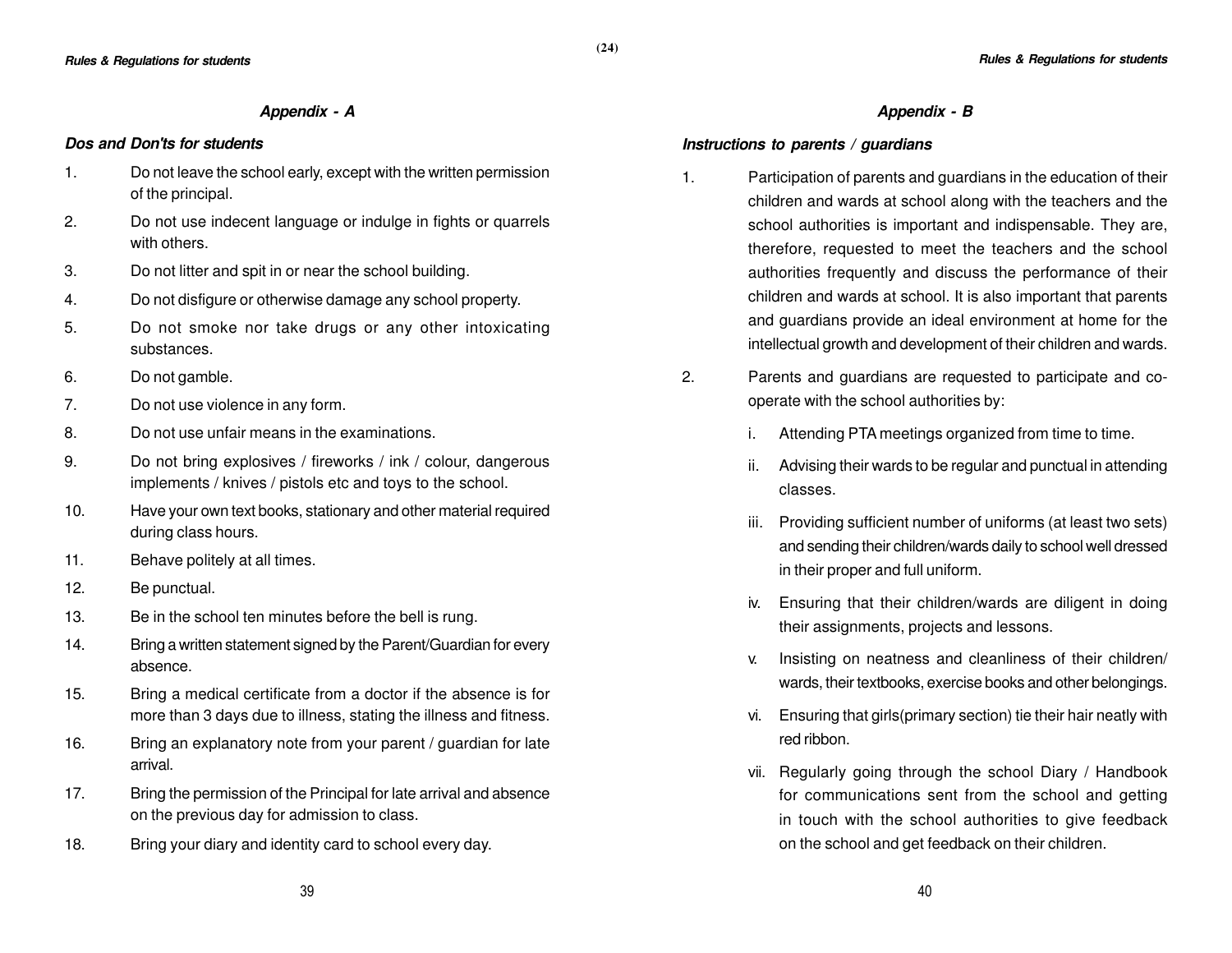## Appendix - A

### Dos and Don'ts for students

1. Do not leave the school early, except with the written permission of the principal.
2. Do not use indecent language or indulge in fights or quarrels with others.
3. Do not litter and spit in or near the school building.
4. Do not disfigure or otherwise damage any school property.
5. Do not smoke nor take drugs or any other intoxicating substances.
6. Do not gamble.
7. Do not use violence in any form.
8. Do not use unfair means in the examinations.
9. Do not bring explosives / fireworks / ink / colour, dangerous implements / knives / pistols etc and toys to the school.
10. Have your own text books, stationary and other material required during class hours.
11. Behave politely at all times.
12. Be punctual.
13. Be in the school ten minutes before the bell is rung.
14. Bring a written statement signed by the Parent/Guardian for every absence.
15. Bring a medical certificate from a doctor if the absence is for more than 3 days due to illness, stating the illness and fitness.
16. Bring an explanatory note from your parent / guardian for late arrival.
17. Bring the permission of the Principal for late arrival and absence on the previous day for admission to class.
18. Bring your diary and identity card to school every day.

## Appendix - B

### Instructions to parents / guardians

1. Participation of parents and guardians in the education of their children and wards at school along with the teachers and the school authorities is important and indispensable. They are, therefore, requested to meet the teachers and the school authorities frequently and discuss the performance of their children and wards at school. It is also important that parents and guardians provide an ideal environment at home for the intellectual growth and development of their children and wards.
2. Parents and guardians are requested to participate and co-operate with the school authorities by:
   - i. Attending PTA meetings organized from time to time.
   - ii. Advising their wards to be regular and punctual in attending classes.
   - iii. Providing sufficient number of uniforms (at least two sets) and sending their children/wards daily to school well dressed in their proper and full uniform.
   - iv. Ensuring that their children/wards are diligent in doing their assignments, projects and lessons.
   - v. Insisting on neatness and cleanliness of their children/ wards, their textbooks, exercise books and other belongings.
   - vi. Ensuring that girls(primary section) tie their hair neatly with red ribbon.
   - vii. Regularly going through the school Diary / Handbook for communications sent from the school and getting in touch with the school authorities to give feedback on the school and get feedback on their children.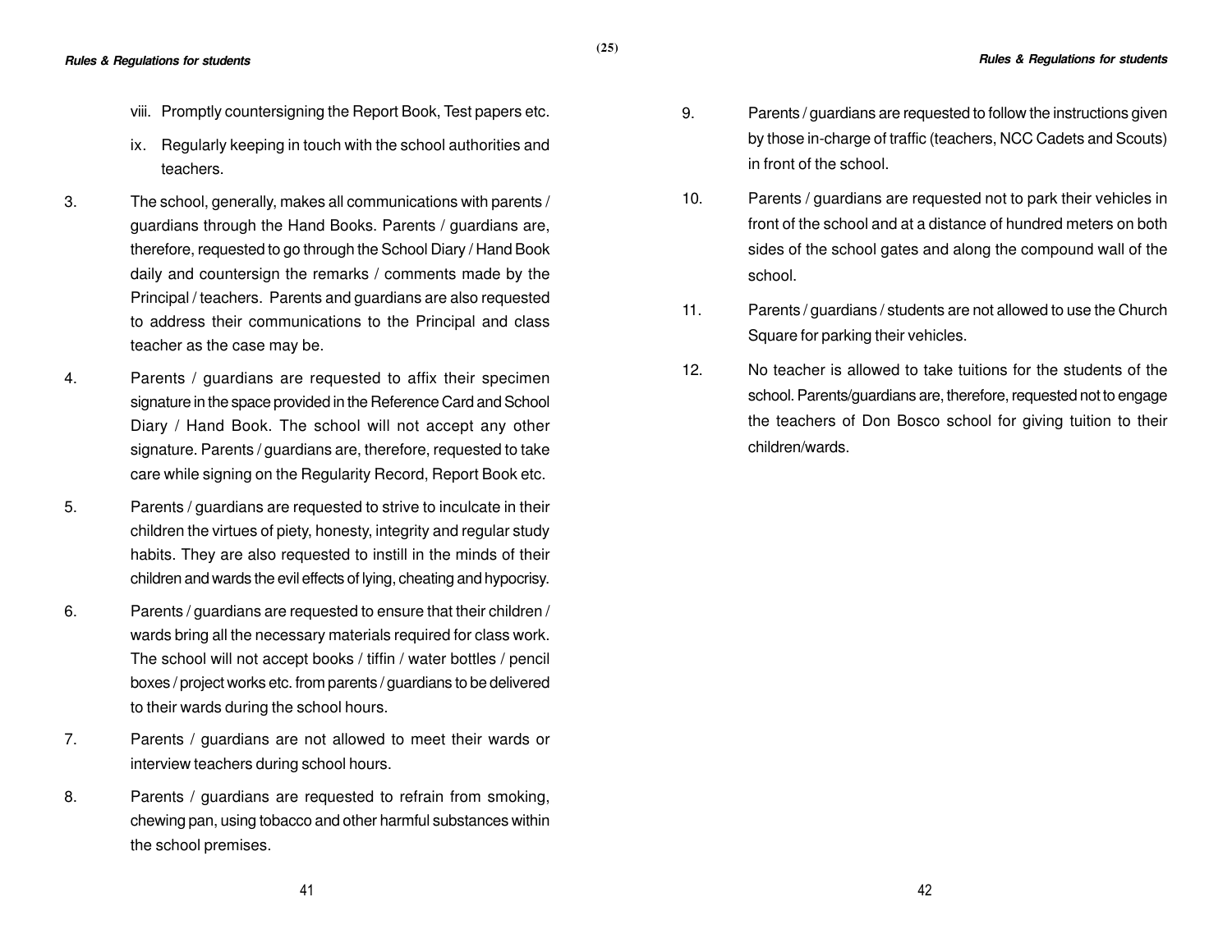viii. Promptly countersigning the Report Book, Test papers etc.

ix. Regularly keeping in touch with the school authorities and teachers.

3. The school, generally, makes all communications with parents / guardians through the Hand Books. Parents / guardians are, therefore, requested to go through the School Diary / Hand Book daily and countersign the remarks / comments made by the Principal / teachers. Parents and guardians are also requested to address their communications to the Principal and class teacher as the case may be.

4. Parents / guardians are requested to affix their specimen signature in the space provided in the Reference Card and School Diary / Hand Book. The school will not accept any other signature. Parents / guardians are, therefore, requested to take care while signing on the Regularity Record, Report Book etc.

5. Parents / guardians are requested to strive to inculcate in their children the virtues of piety, honesty, integrity and regular study habits. They are also requested to instill in the minds of their children and wards the evil effects of lying, cheating and hypocrisy.

6. Parents / guardians are requested to ensure that their children / wards bring all the necessary materials required for class work. The school will not accept books / tiffin / water bottles / pencil boxes / project works etc. from parents / guardians to be delivered to their wards during the school hours.

7. Parents / guardians are not allowed to meet their wards or interview teachers during school hours.

8. Parents / guardians are requested to refrain from smoking, chewing pan, using tobacco and other harmful substances within the school premises.

9. Parents / guardians are requested to follow the instructions given by those in-charge of traffic (teachers, NCC Cadets and Scouts) in front of the school.

10. Parents / guardians are requested not to park their vehicles in front of the school and at a distance of hundred meters on both sides of the school gates and along the compound wall of the school.

11. Parents / guardians / students are not allowed to use the Church Square for parking their vehicles.

12. No teacher is allowed to take tuitions for the students of the school. Parents/guardians are, therefore, requested not to engage the teachers of Don Bosco school for giving tuition to their children/wards.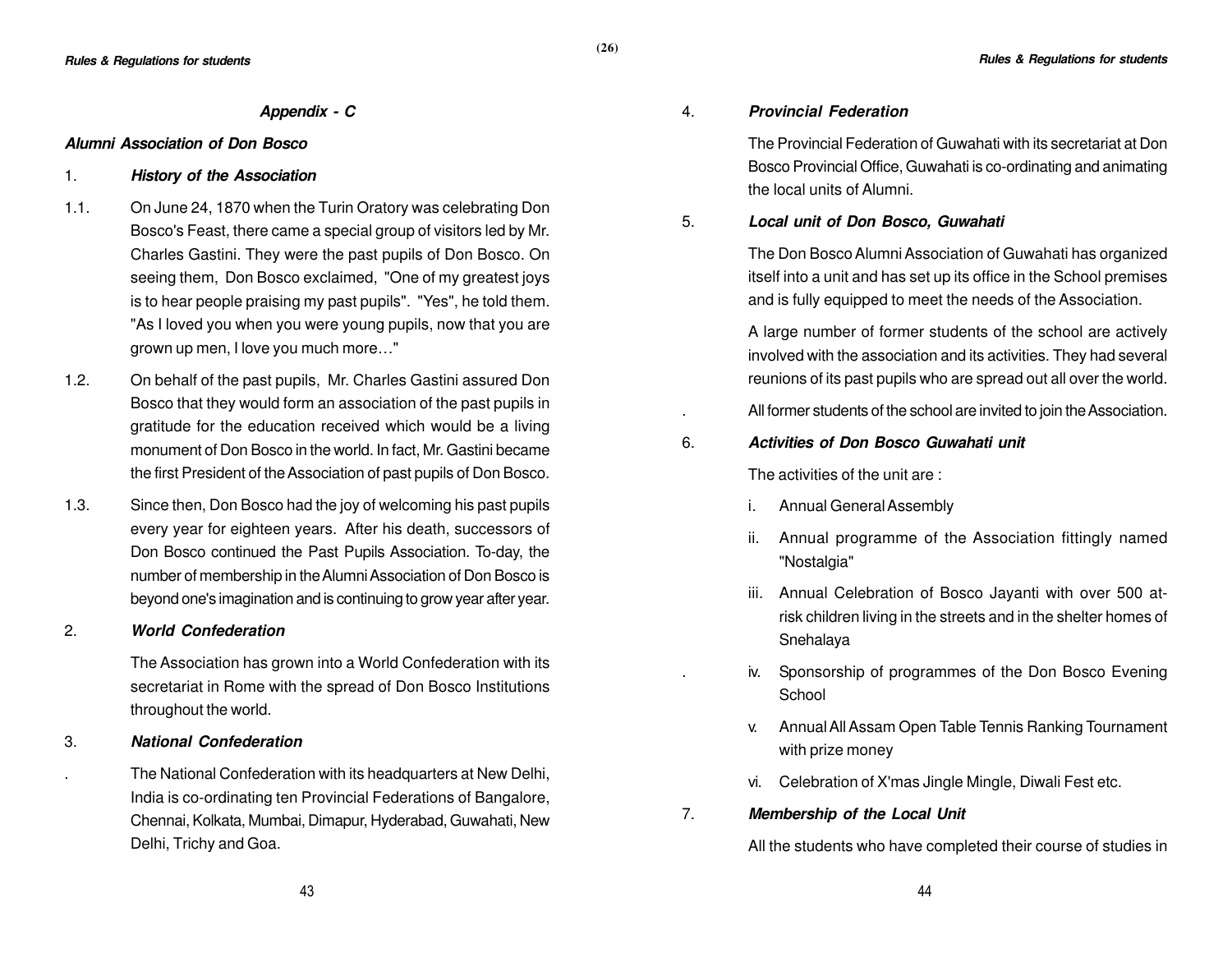## Appendix - C

### Alumni Association of Don Bosco

1. ***History of the Association***

1.1. On June 24, 1870 when the Turin Oratory was celebrating Don Bosco's Feast, there came a special group of visitors led by Mr. Charles Gastini. They were the past pupils of Don Bosco. On seeing them, Don Bosco exclaimed, "One of my greatest joys is to hear people praising my past pupils". "Yes", he told them. "As I loved you when you were young pupils, now that you are grown up men, I love you much more…"

1.2. On behalf of the past pupils, Mr. Charles Gastini assured Don Bosco that they would form an association of the past pupils in gratitude for the education received which would be a living monument of Don Bosco in the world. In fact, Mr. Gastini became the first President of the Association of past pupils of Don Bosco.

1.3. Since then, Don Bosco had the joy of welcoming his past pupils every year for eighteen years. After his death, successors of Don Bosco continued the Past Pupils Association. To-day, the number of membership in the Alumni Association of Don Bosco is beyond one's imagination and is continuing to grow year after year.

2. ***World Confederation***

The Association has grown into a World Confederation with its secretariat in Rome with the spread of Don Bosco Institutions throughout the world.

3. ***National Confederation***

The National Confederation with its headquarters at New Delhi, India is co-ordinating ten Provincial Federations of Bangalore, Chennai, Kolkata, Mumbai, Dimapur, Hyderabad, Guwahati, New Delhi, Trichy and Goa.

4. ***Provincial Federation***

The Provincial Federation of Guwahati with its secretariat at Don Bosco Provincial Office, Guwahati is co-ordinating and animating the local units of Alumni.

5. ***Local unit of Don Bosco, Guwahati***

The Don Bosco Alumni Association of Guwahati has organized itself into a unit and has set up its office in the School premises and is fully equipped to meet the needs of the Association.

A large number of former students of the school are actively involved with the association and its activities. They had several reunions of its past pupils who are spread out all over the world.

All former students of the school are invited to join the Association.

6. ***Activities of Don Bosco Guwahati unit***

The activities of the unit are :

i. Annual General Assembly
ii. Annual programme of the Association fittingly named "Nostalgia"
iii. Annual Celebration of Bosco Jayanti with over 500 at-risk children living in the streets and in the shelter homes of Snehalaya
iv. Sponsorship of programmes of the Don Bosco Evening School
v. Annual All Assam Open Table Tennis Ranking Tournament with prize money
vi. Celebration of X'mas Jingle Mingle, Diwali Fest etc.

7. ***Membership of the Local Unit***

All the students who have completed their course of studies in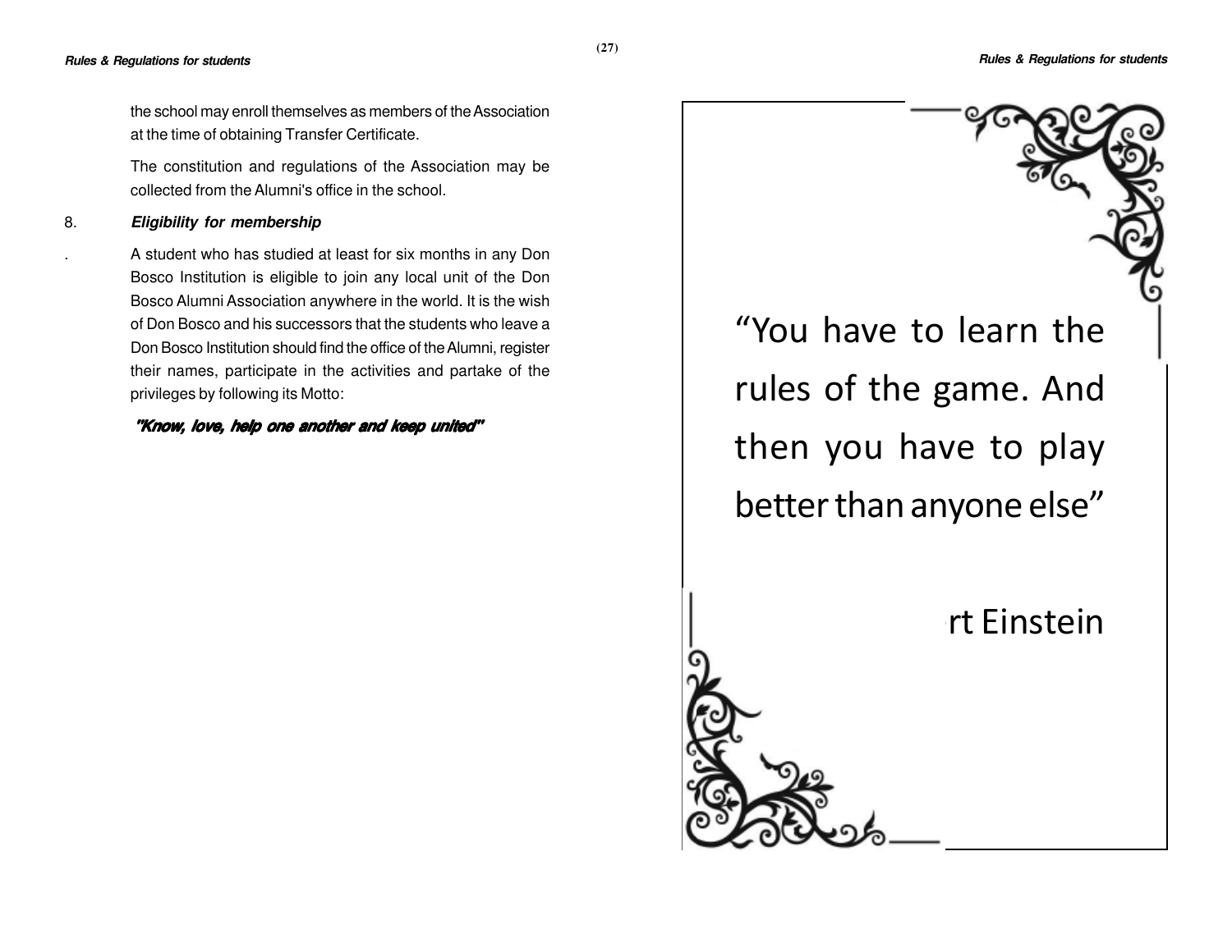the school may enroll themselves as members of the Association at the time of obtaining Transfer Certificate.

The constitution and regulations of the Association may be collected from the Alumni's office in the school.

8. ***Eligibility for membership***

. A student who has studied at least for six months in any Don Bosco Institution is eligible to join any local unit of the Don Bosco Alumni Association anywhere in the world. It is the wish of Don Bosco and his successors that the students who leave a Don Bosco Institution should find the office of the Alumni, register their names, participate in the activities and partake of the privileges by following its Motto:

***"Know, love, help one another and keep united"***

"You have to learn the rules of the game. And then you have to play better than anyone else"

rt Einstein